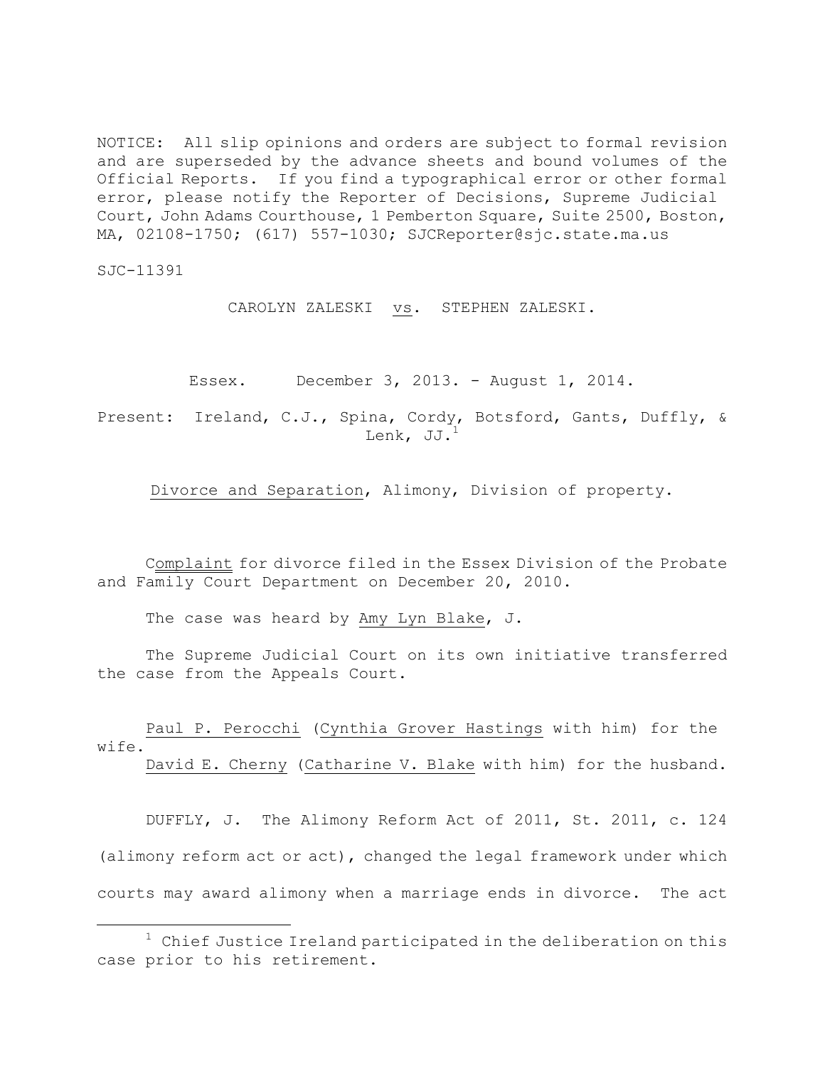NOTICE: All slip opinions and orders are subject to formal revision and are superseded by the advance sheets and bound volumes of the Official Reports. If you find a typographical error or other formal error, please notify the Reporter of Decisions, Supreme Judicial Court, John Adams Courthouse, 1 Pemberton Square, Suite 2500, Boston, MA, 02108-1750; (617) 557-1030; SJCReporter@sjc.state.ma.us

SJC-11391

CAROLYN ZALESKI vs. STEPHEN ZALESKI.

Essex. December 3, 2013. - August 1, 2014.

Present: Ireland, C.J., Spina, Cordy, Botsford, Gants, Duffly, & Lenk, JJ.[1]

Divorce and Separation, Alimony, Division of property.

Complaint for divorce filed in the Essex Division of the Probate and Family Court Department on December 20, 2010.

The case was heard by Amy Lyn Blake, J.

The Supreme Judicial Court on its own initiative transferred the case from the Appeals Court.

Paul P. Perocchi (Cynthia Grover Hastings with him) for the wife.
David E. Cherny (Catharine V. Blake with him) for the husband.

DUFFLY, J. The Alimony Reform Act of 2011, St. 2011, c. 124 (alimony reform act or act), changed the legal framework under which courts may award alimony when a marriage ends in divorce. The act

[1] Chief Justice Ireland participated in the deliberation on this case prior to his retirement.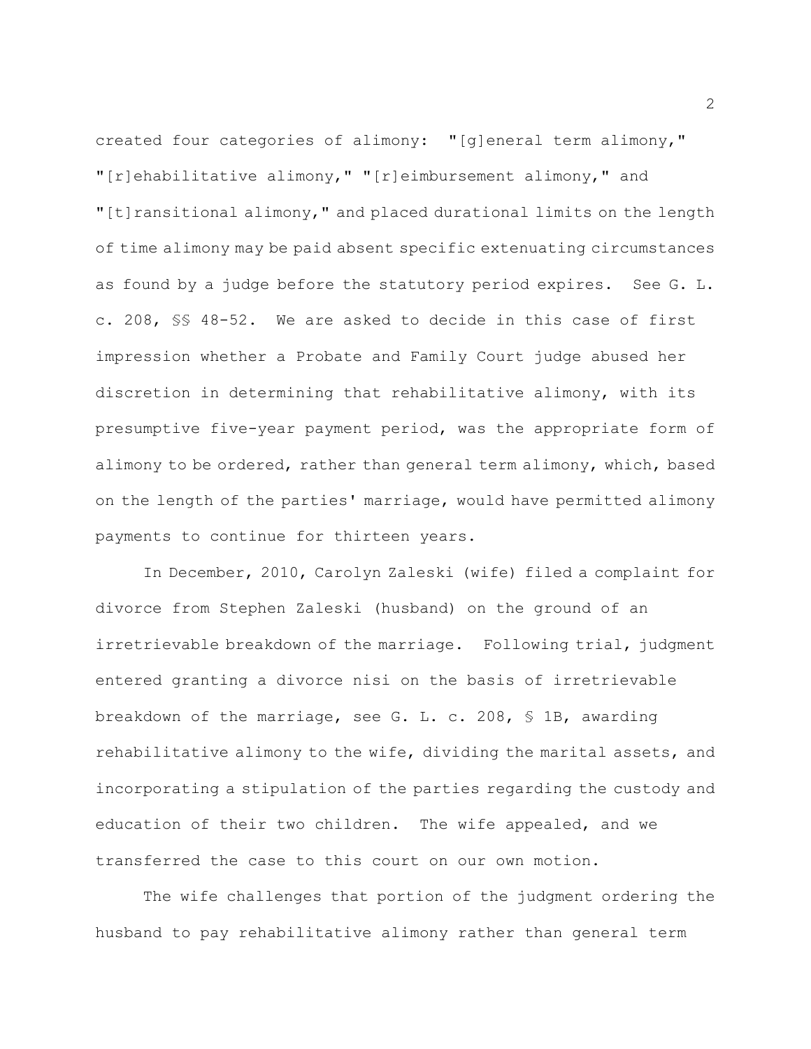created four categories of alimony: "[g]eneral term alimony," "[r]ehabilitative alimony," "[r]eimbursement alimony," and "[t]ransitional alimony," and placed durational limits on the length of time alimony may be paid absent specific extenuating circumstances as found by a judge before the statutory period expires. See G. L. c. 208, §§ 48-52. We are asked to decide in this case of first impression whether a Probate and Family Court judge abused her discretion in determining that rehabilitative alimony, with its presumptive five-year payment period, was the appropriate form of alimony to be ordered, rather than general term alimony, which, based on the length of the parties' marriage, would have permitted alimony payments to continue for thirteen years.

In December, 2010, Carolyn Zaleski (wife) filed a complaint for divorce from Stephen Zaleski (husband) on the ground of an irretrievable breakdown of the marriage. Following trial, judgment entered granting a divorce nisi on the basis of irretrievable breakdown of the marriage, see G. L. c. 208, § 1B, awarding rehabilitative alimony to the wife, dividing the marital assets, and incorporating a stipulation of the parties regarding the custody and education of their two children. The wife appealed, and we transferred the case to this court on our own motion.

The wife challenges that portion of the judgment ordering the husband to pay rehabilitative alimony rather than general term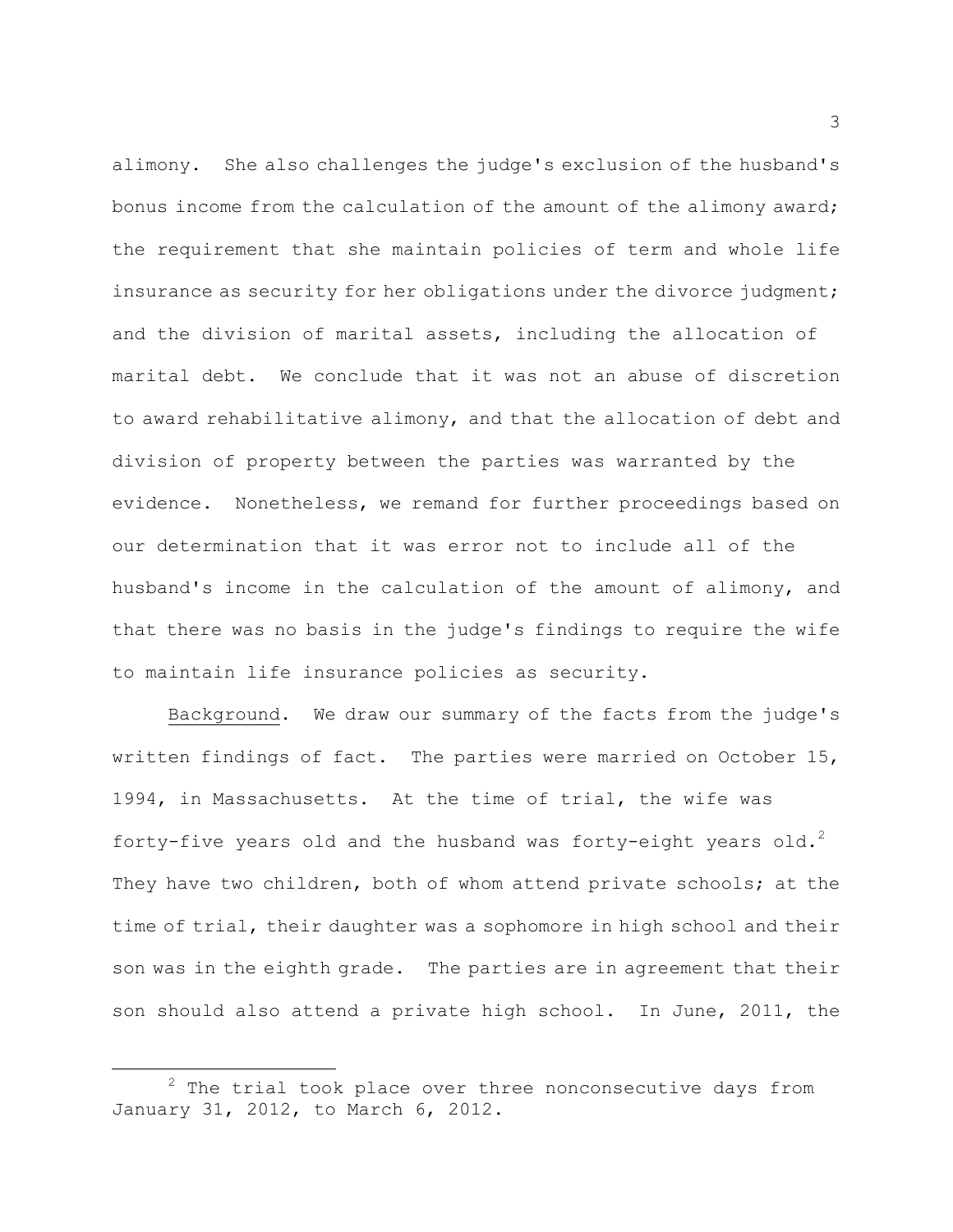alimony. She also challenges the judge's exclusion of the husband's bonus income from the calculation of the amount of the alimony award; the requirement that she maintain policies of term and whole life insurance as security for her obligations under the divorce judgment; and the division of marital assets, including the allocation of marital debt. We conclude that it was not an abuse of discretion to award rehabilitative alimony, and that the allocation of debt and division of property between the parties was warranted by the evidence. Nonetheless, we remand for further proceedings based on our determination that it was error not to include all of the husband's income in the calculation of the amount of alimony, and that there was no basis in the judge's findings to require the wife to maintain life insurance policies as security.

Background. We draw our summary of the facts from the judge's written findings of fact. The parties were married on October 15, 1994, in Massachusetts. At the time of trial, the wife was forty-five years old and the husband was forty-eight years old.[2] They have two children, both of whom attend private schools; at the time of trial, their daughter was a sophomore in high school and their son was in the eighth grade. The parties are in agreement that their son should also attend a private high school. In June, 2011, the

[2] The trial took place over three nonconsecutive days from January 31, 2012, to March 6, 2012.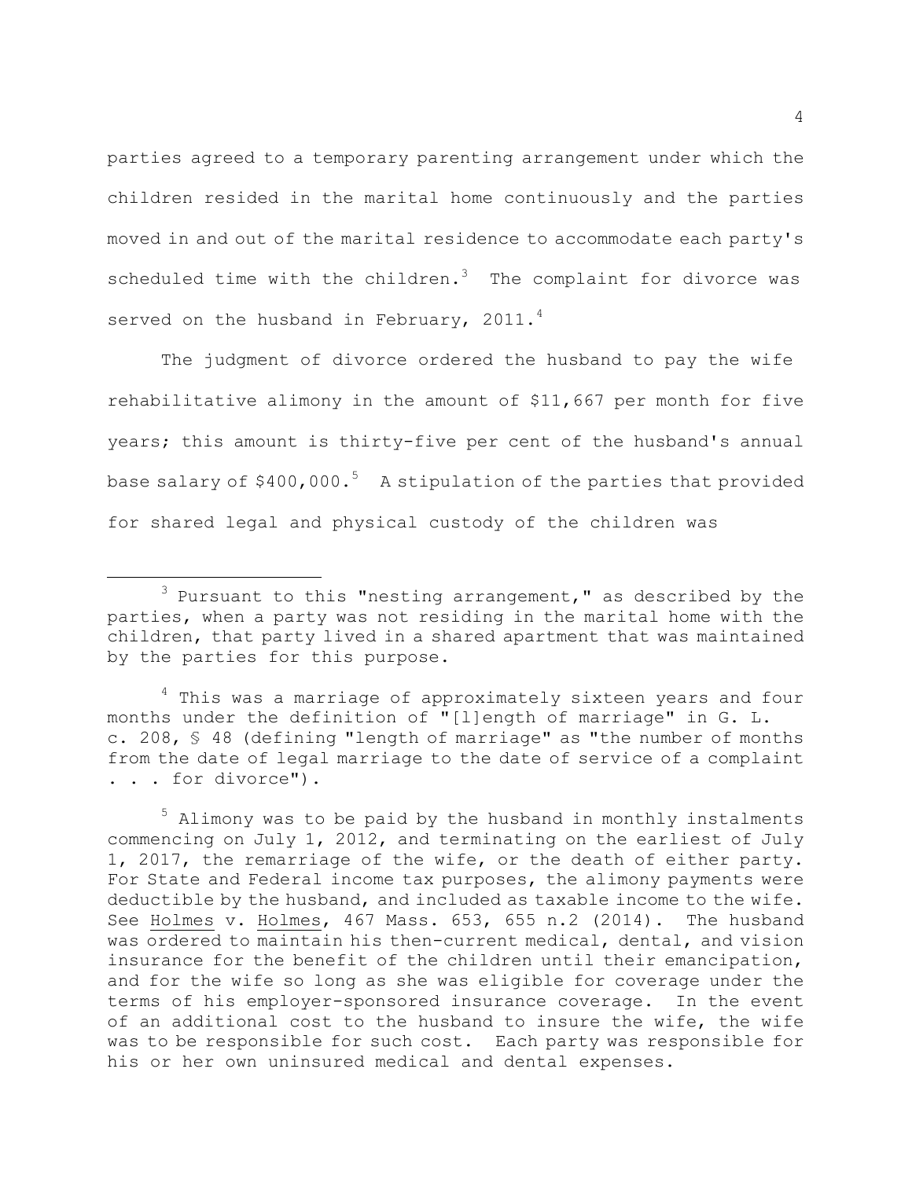parties agreed to a temporary parenting arrangement under which the children resided in the marital home continuously and the parties moved in and out of the marital residence to accommodate each party's scheduled time with the children.[3] The complaint for divorce was served on the husband in February, 2011.[4]

The judgment of divorce ordered the husband to pay the wife rehabilitative alimony in the amount of $11,667 per month for five years; this amount is thirty-five per cent of the husband's annual base salary of $400,000.[5] A stipulation of the parties that provided for shared legal and physical custody of the children was

---

[3] Pursuant to this "nesting arrangement," as described by the parties, when a party was not residing in the marital home with the children, that party lived in a shared apartment that was maintained by the parties for this purpose.

[4] This was a marriage of approximately sixteen years and four months under the definition of "[l]ength of marriage" in G. L. c. 208, § 48 (defining "length of marriage" as "the number of months from the date of legal marriage to the date of service of a complaint . . . for divorce").

[5] Alimony was to be paid by the husband in monthly instalments commencing on July 1, 2012, and terminating on the earliest of July 1, 2017, the remarriage of the wife, or the death of either party. For State and Federal income tax purposes, the alimony payments were deductible by the husband, and included as taxable income to the wife. See Holmes v. Holmes, 467 Mass. 653, 655 n.2 (2014). The husband was ordered to maintain his then-current medical, dental, and vision insurance for the benefit of the children until their emancipation, and for the wife so long as she was eligible for coverage under the terms of his employer-sponsored insurance coverage. In the event of an additional cost to the husband to insure the wife, the wife was to be responsible for such cost. Each party was responsible for his or her own uninsured medical and dental expenses.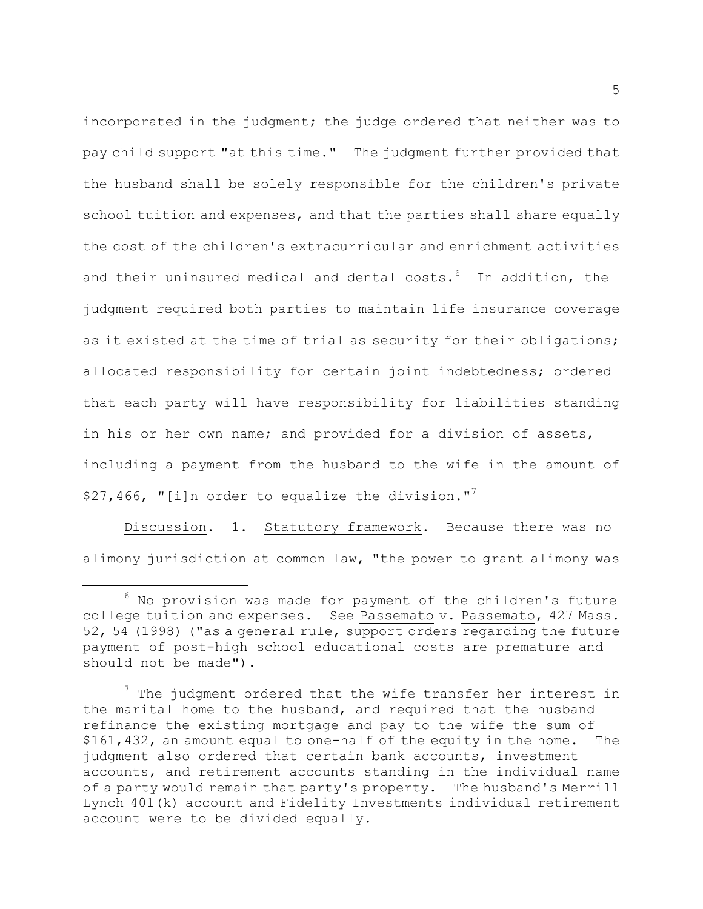incorporated in the judgment; the judge ordered that neither was to pay child support "at this time." The judgment further provided that the husband shall be solely responsible for the children's private school tuition and expenses, and that the parties shall share equally the cost of the children's extracurricular and enrichment activities and their uninsured medical and dental costs.[6] In addition, the judgment required both parties to maintain life insurance coverage as it existed at the time of trial as security for their obligations; allocated responsibility for certain joint indebtedness; ordered that each party will have responsibility for liabilities standing in his or her own name; and provided for a division of assets, including a payment from the husband to the wife in the amount of $27,466, "[i]n order to equalize the division."[7]

Discussion. 1. Statutory framework. Because there was no alimony jurisdiction at common law, "the power to grant alimony was

---

[6] No provision was made for payment of the children's future college tuition and expenses. See Passemato v. Passemato, 427 Mass. 52, 54 (1998) ("as a general rule, support orders regarding the future payment of post-high school educational costs are premature and should not be made").

[7] The judgment ordered that the wife transfer her interest in the marital home to the husband, and required that the husband refinance the existing mortgage and pay to the wife the sum of $161,432, an amount equal to one-half of the equity in the home. The judgment also ordered that certain bank accounts, investment accounts, and retirement accounts standing in the individual name of a party would remain that party's property. The husband's Merrill Lynch 401(k) account and Fidelity Investments individual retirement account were to be divided equally.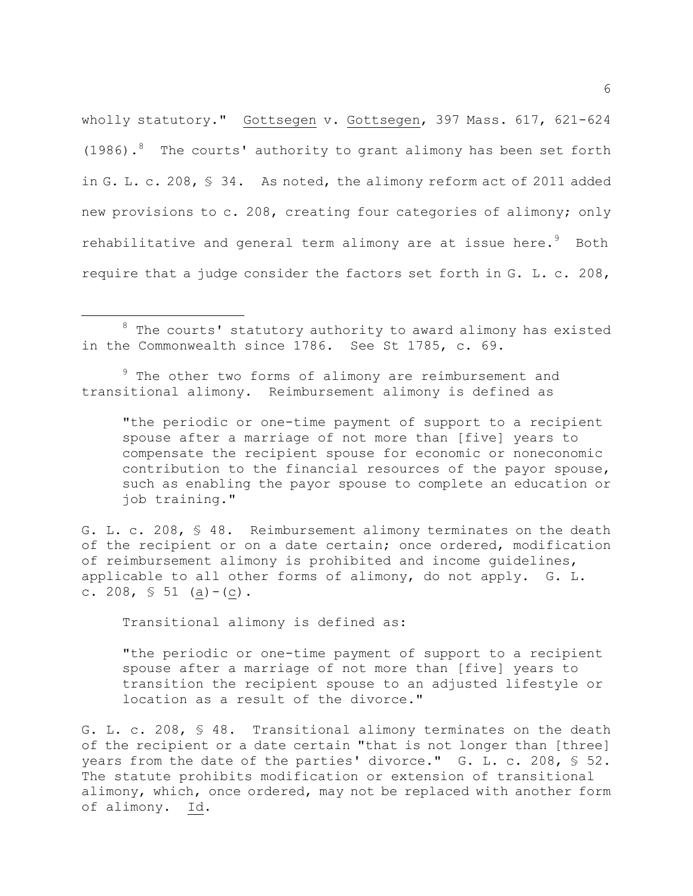wholly statutory." Gottsegen v. Gottsegen, 397 Mass. 617, 621-624 (1986).[8] The courts' authority to grant alimony has been set forth in G. L. c. 208, § 34. As noted, the alimony reform act of 2011 added new provisions to c. 208, creating four categories of alimony; only rehabilitative and general term alimony are at issue here.[9] Both require that a judge consider the factors set forth in G. L. c. 208,

---

[8] The courts' statutory authority to award alimony has existed in the Commonwealth since 1786. See St 1785, c. 69.

[9] The other two forms of alimony are reimbursement and transitional alimony. Reimbursement alimony is defined as

> "the periodic or one-time payment of support to a recipient spouse after a marriage of not more than [five] years to compensate the recipient spouse for economic or noneconomic contribution to the financial resources of the payor spouse, such as enabling the payor spouse to complete an education or job training."

G. L. c. 208, § 48. Reimbursement alimony terminates on the death of the recipient or on a date certain; once ordered, modification of reimbursement alimony is prohibited and income guidelines, applicable to all other forms of alimony, do not apply. G. L. c. 208, § 51 (a)-(c).

Transitional alimony is defined as:

> "the periodic or one-time payment of support to a recipient spouse after a marriage of not more than [five] years to transition the recipient spouse to an adjusted lifestyle or location as a result of the divorce."

G. L. c. 208, § 48. Transitional alimony terminates on the death of the recipient or a date certain "that is not longer than [three] years from the date of the parties' divorce." G. L. c. 208, § 52. The statute prohibits modification or extension of transitional alimony, which, once ordered, may not be replaced with another form of alimony. Id.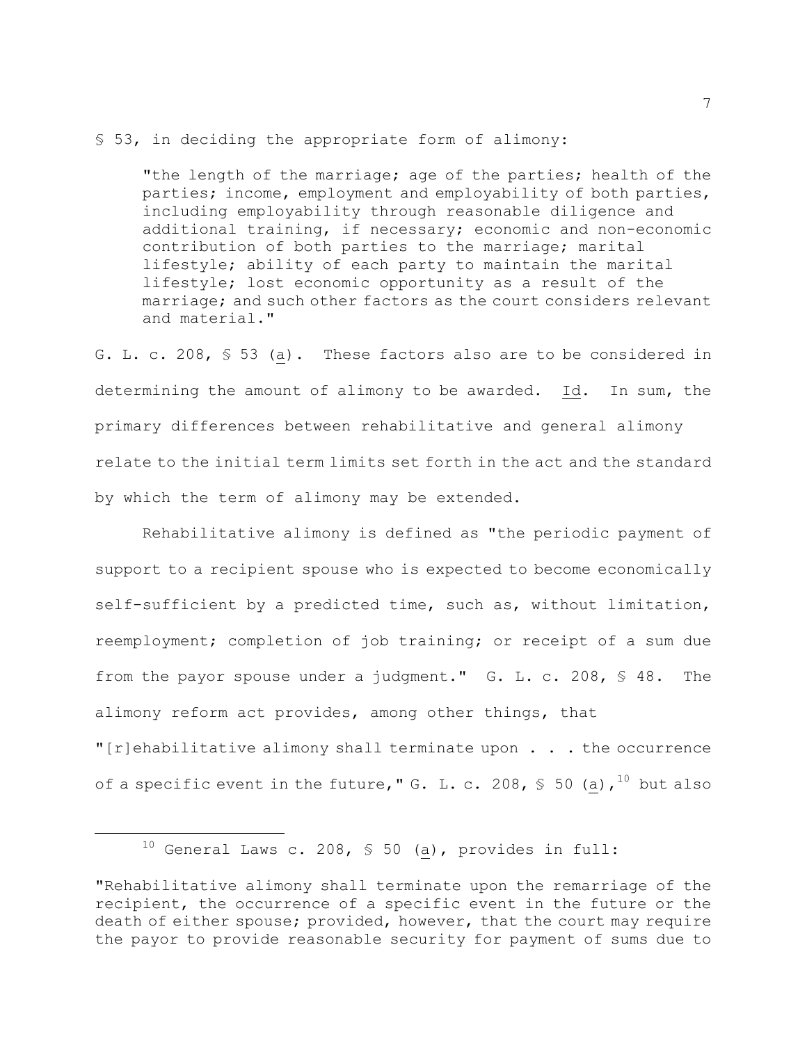§ 53, in deciding the appropriate form of alimony:

> "the length of the marriage; age of the parties; health of the parties; income, employment and employability of both parties, including employability through reasonable diligence and additional training, if necessary; economic and non-economic contribution of both parties to the marriage; marital lifestyle; ability of each party to maintain the marital lifestyle; lost economic opportunity as a result of the marriage; and such other factors as the court considers relevant and material."

G. L. c. 208, § 53 (a). These factors also are to be considered in determining the amount of alimony to be awarded. Id. In sum, the primary differences between rehabilitative and general alimony relate to the initial term limits set forth in the act and the standard by which the term of alimony may be extended.

Rehabilitative alimony is defined as "the periodic payment of support to a recipient spouse who is expected to become economically self-sufficient by a predicted time, such as, without limitation, reemployment; completion of job training; or receipt of a sum due from the payor spouse under a judgment." G. L. c. 208, § 48. The alimony reform act provides, among other things, that "[r]ehabilitative alimony shall terminate upon . . . the occurrence of a specific event in the future," G. L. c. 208, § 50 (a),[10] but also

---

[10] General Laws c. 208, § 50 (a), provides in full:

"Rehabilitative alimony shall terminate upon the remarriage of the recipient, the occurrence of a specific event in the future or the death of either spouse; provided, however, that the court may require the payor to provide reasonable security for payment of sums due to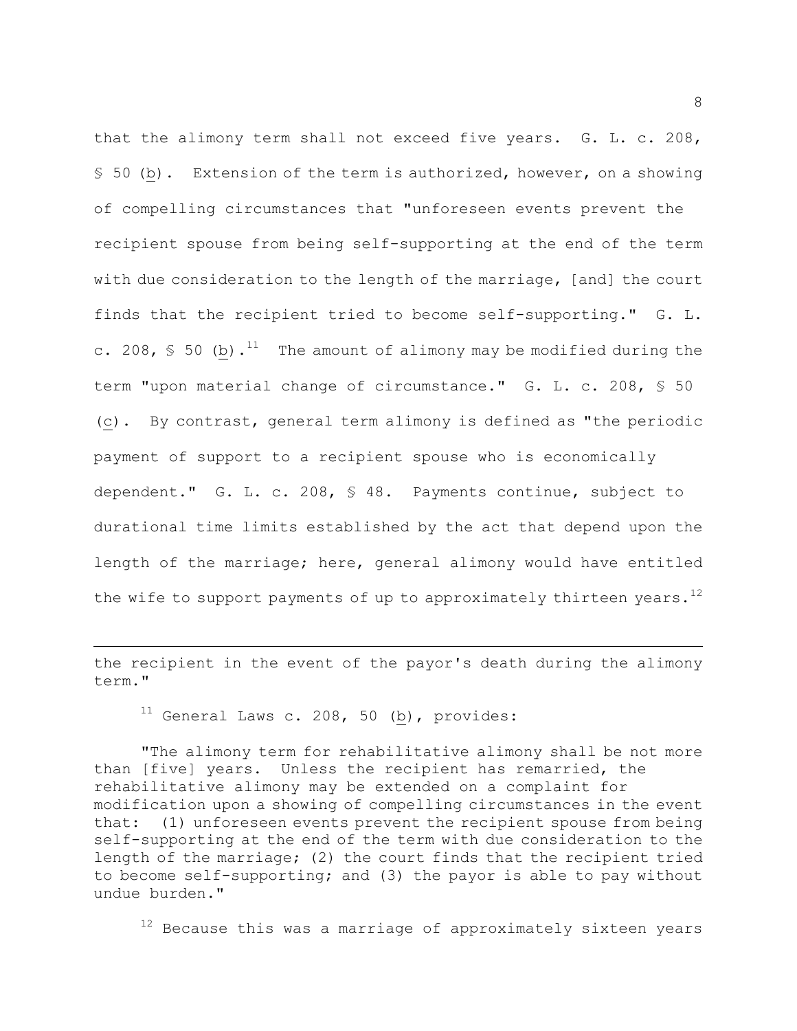that the alimony term shall not exceed five years. G. L. c. 208, § 50 (b). Extension of the term is authorized, however, on a showing of compelling circumstances that "unforeseen events prevent the recipient spouse from being self-supporting at the end of the term with due consideration to the length of the marriage, [and] the court finds that the recipient tried to become self-supporting." G. L. c. 208, § 50 (b).[11] The amount of alimony may be modified during the term "upon material change of circumstance." G. L. c. 208, § 50 (c). By contrast, general term alimony is defined as "the periodic payment of support to a recipient spouse who is economically dependent." G. L. c. 208, § 48. Payments continue, subject to durational time limits established by the act that depend upon the length of the marriage; here, general alimony would have entitled the wife to support payments of up to approximately thirteen years.[12]

---

the recipient in the event of the payor's death during the alimony term."

[11] General Laws c. 208, 50 (b), provides:

"The alimony term for rehabilitative alimony shall be not more than [five] years. Unless the recipient has remarried, the rehabilitative alimony may be extended on a complaint for modification upon a showing of compelling circumstances in the event that: (1) unforeseen events prevent the recipient spouse from being self-supporting at the end of the term with due consideration to the length of the marriage; (2) the court finds that the recipient tried to become self-supporting; and (3) the payor is able to pay without undue burden."

[12] Because this was a marriage of approximately sixteen years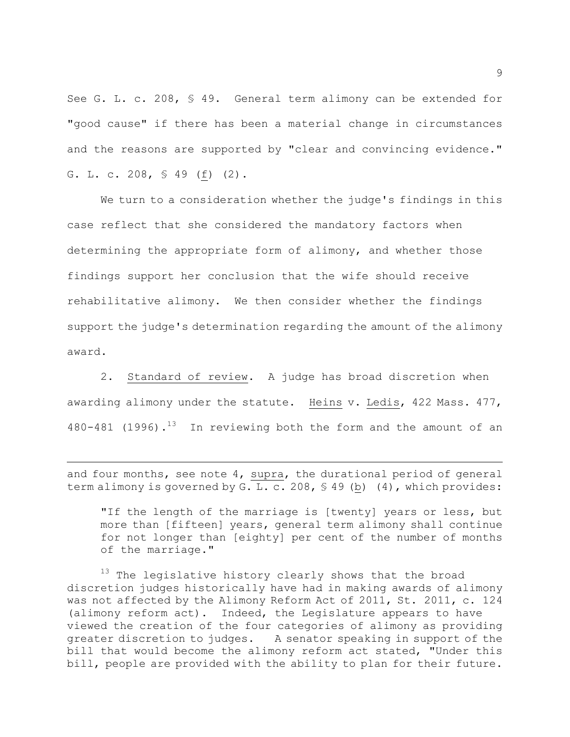See G. L. c. 208, § 49. General term alimony can be extended for "good cause" if there has been a material change in circumstances and the reasons are supported by "clear and convincing evidence." G. L. c. 208, § 49 (f) (2).

We turn to a consideration whether the judge's findings in this case reflect that she considered the mandatory factors when determining the appropriate form of alimony, and whether those findings support her conclusion that the wife should receive rehabilitative alimony. We then consider whether the findings support the judge's determination regarding the amount of the alimony award.

2. Standard of review. A judge has broad discretion when awarding alimony under the statute. Heins v. Ledis, 422 Mass. 477, 480-481 (1996).[13] In reviewing both the form and the amount of an

---

and four months, see note 4, supra, the durational period of general term alimony is governed by G. L. c. 208, § 49 (b) (4), which provides:

> "If the length of the marriage is [twenty] years or less, but more than [fifteen] years, general term alimony shall continue for not longer than [eighty] per cent of the number of months of the marriage."

[13] The legislative history clearly shows that the broad discretion judges historically have had in making awards of alimony was not affected by the Alimony Reform Act of 2011, St. 2011, c. 124 (alimony reform act). Indeed, the Legislature appears to have viewed the creation of the four categories of alimony as providing greater discretion to judges. A senator speaking in support of the bill that would become the alimony reform act stated, "Under this bill, people are provided with the ability to plan for their future.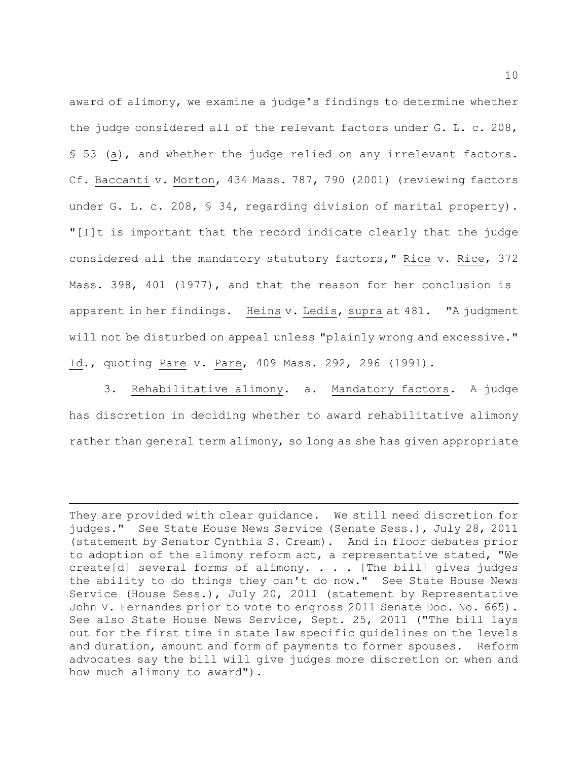award of alimony, we examine a judge's findings to determine whether the judge considered all of the relevant factors under G. L. c. 208, § 53 (a), and whether the judge relied on any irrelevant factors. Cf. Baccanti v. Morton, 434 Mass. 787, 790 (2001) (reviewing factors under G. L. c. 208, § 34, regarding division of marital property). "[I]t is important that the record indicate clearly that the judge considered all the mandatory statutory factors," Rice v. Rice, 372 Mass. 398, 401 (1977), and that the reason for her conclusion is apparent in her findings. Heins v. Ledis, supra at 481. "A judgment will not be disturbed on appeal unless "plainly wrong and excessive." Id., quoting Pare v. Pare, 409 Mass. 292, 296 (1991).

3. Rehabilitative alimony. a. Mandatory factors. A judge has discretion in deciding whether to award rehabilitative alimony rather than general term alimony, so long as she has given appropriate

---

They are provided with clear guidance. We still need discretion for judges." See State House News Service (Senate Sess.), July 28, 2011 (statement by Senator Cynthia S. Cream). And in floor debates prior to adoption of the alimony reform act, a representative stated, "We create[d] several forms of alimony. . . . [The bill] gives judges the ability to do things they can't do now." See State House News Service (House Sess.), July 20, 2011 (statement by Representative John V. Fernandes prior to vote to engross 2011 Senate Doc. No. 665). See also State House News Service, Sept. 25, 2011 ("The bill lays out for the first time in state law specific guidelines on the levels and duration, amount and form of payments to former spouses. Reform advocates say the bill will give judges more discretion on when and how much alimony to award").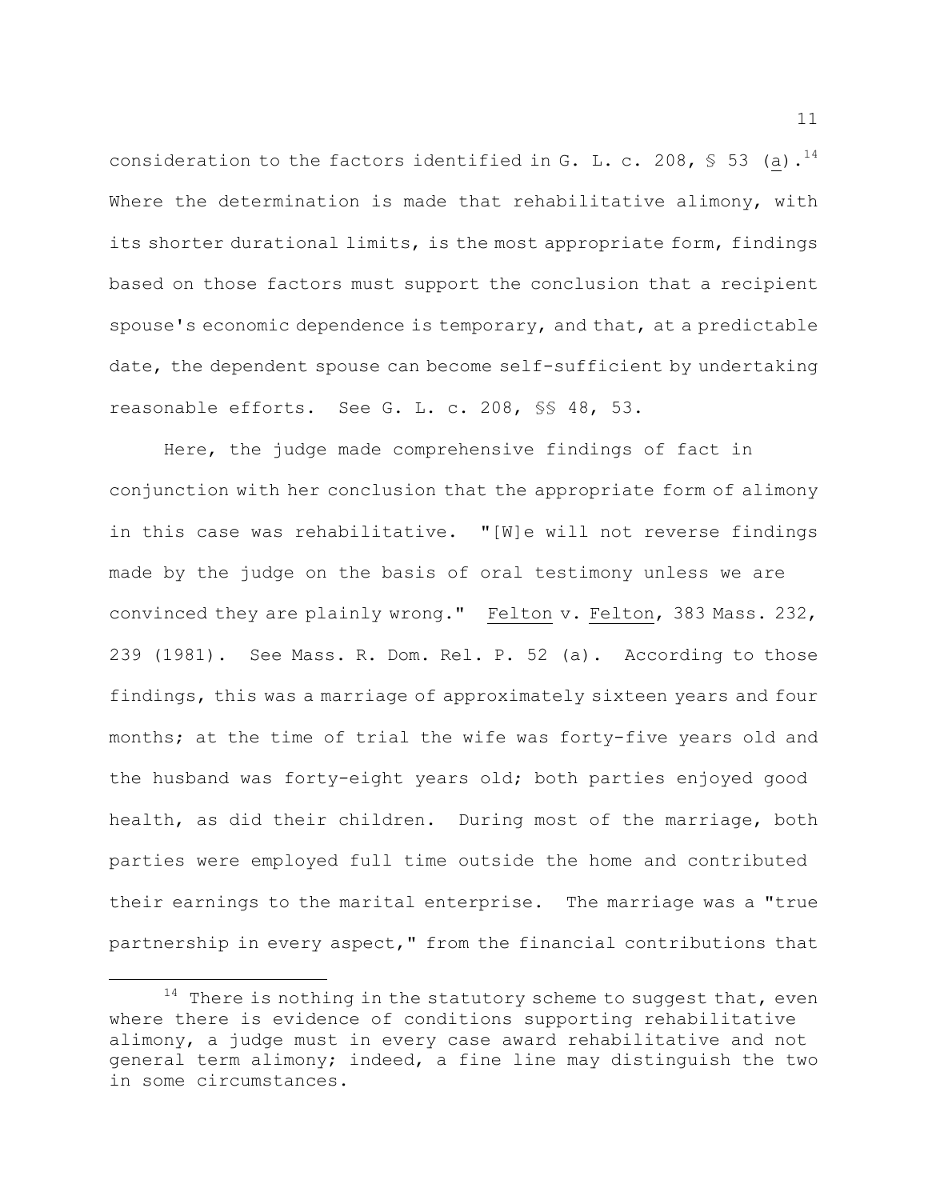consideration to the factors identified in G. L. c. 208, § 53 (a).[14] Where the determination is made that rehabilitative alimony, with its shorter durational limits, is the most appropriate form, findings based on those factors must support the conclusion that a recipient spouse's economic dependence is temporary, and that, at a predictable date, the dependent spouse can become self-sufficient by undertaking reasonable efforts. See G. L. c. 208, §§ 48, 53.

Here, the judge made comprehensive findings of fact in conjunction with her conclusion that the appropriate form of alimony in this case was rehabilitative. "[W]e will not reverse findings made by the judge on the basis of oral testimony unless we are convinced they are plainly wrong." Felton v. Felton, 383 Mass. 232, 239 (1981). See Mass. R. Dom. Rel. P. 52 (a). According to those findings, this was a marriage of approximately sixteen years and four months; at the time of trial the wife was forty-five years old and the husband was forty-eight years old; both parties enjoyed good health, as did their children. During most of the marriage, both parties were employed full time outside the home and contributed their earnings to the marital enterprise. The marriage was a "true partnership in every aspect," from the financial contributions that

---

[14] There is nothing in the statutory scheme to suggest that, even where there is evidence of conditions supporting rehabilitative alimony, a judge must in every case award rehabilitative and not general term alimony; indeed, a fine line may distinguish the two in some circumstances.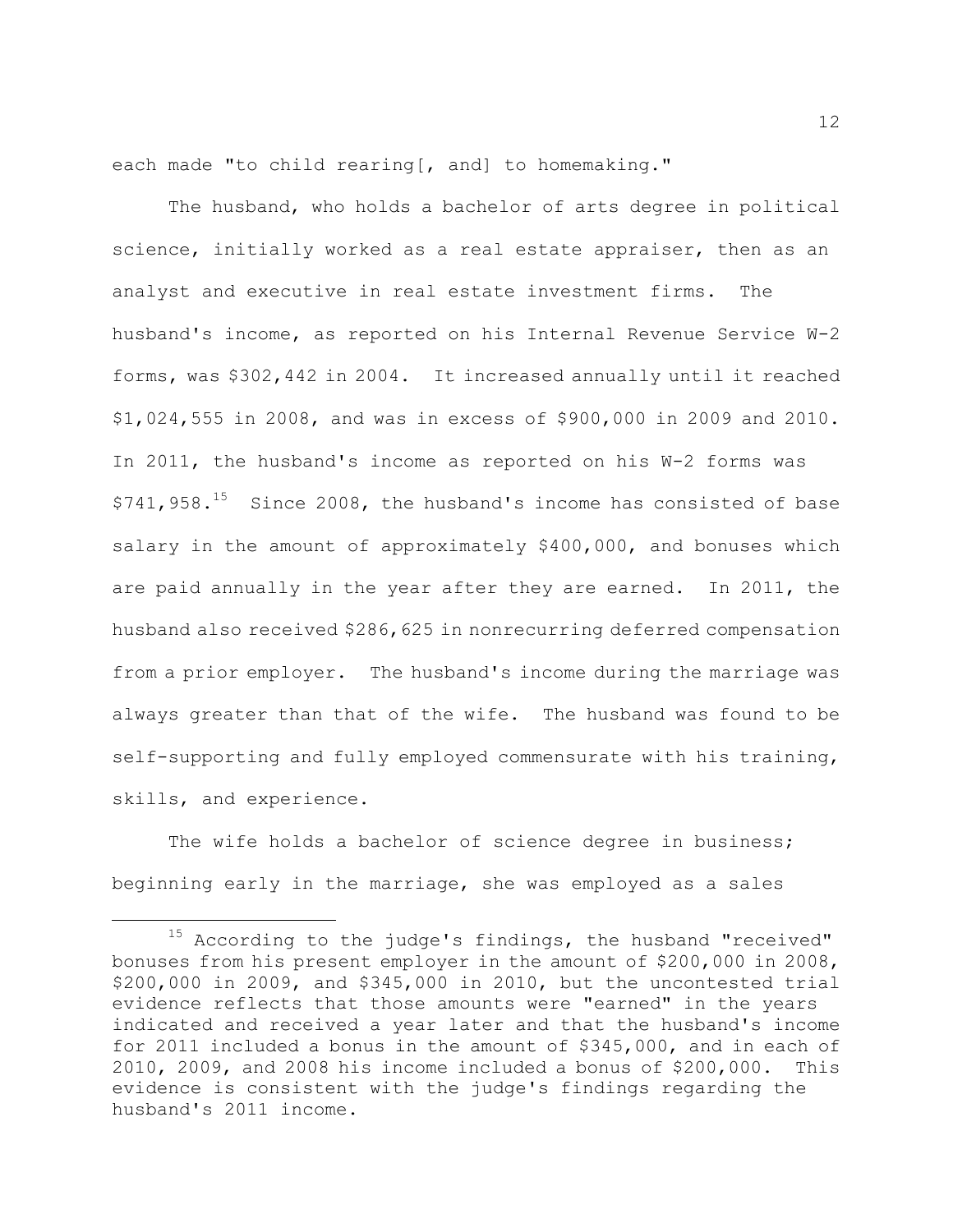each made "to child rearing[, and] to homemaking."

The husband, who holds a bachelor of arts degree in political science, initially worked as a real estate appraiser, then as an analyst and executive in real estate investment firms. The husband's income, as reported on his Internal Revenue Service W-2 forms, was $302,442 in 2004. It increased annually until it reached $1,024,555 in 2008, and was in excess of $900,000 in 2009 and 2010. In 2011, the husband's income as reported on his W-2 forms was $741,958.[15] Since 2008, the husband's income has consisted of base salary in the amount of approximately $400,000, and bonuses which are paid annually in the year after they are earned. In 2011, the husband also received $286,625 in nonrecurring deferred compensation from a prior employer. The husband's income during the marriage was always greater than that of the wife. The husband was found to be self-supporting and fully employed commensurate with his training, skills, and experience.

The wife holds a bachelor of science degree in business; beginning early in the marriage, she was employed as a sales

---

[15] According to the judge's findings, the husband "received" bonuses from his present employer in the amount of $200,000 in 2008, $200,000 in 2009, and $345,000 in 2010, but the uncontested trial evidence reflects that those amounts were "earned" in the years indicated and received a year later and that the husband's income for 2011 included a bonus in the amount of $345,000, and in each of 2010, 2009, and 2008 his income included a bonus of $200,000. This evidence is consistent with the judge's findings regarding the husband's 2011 income.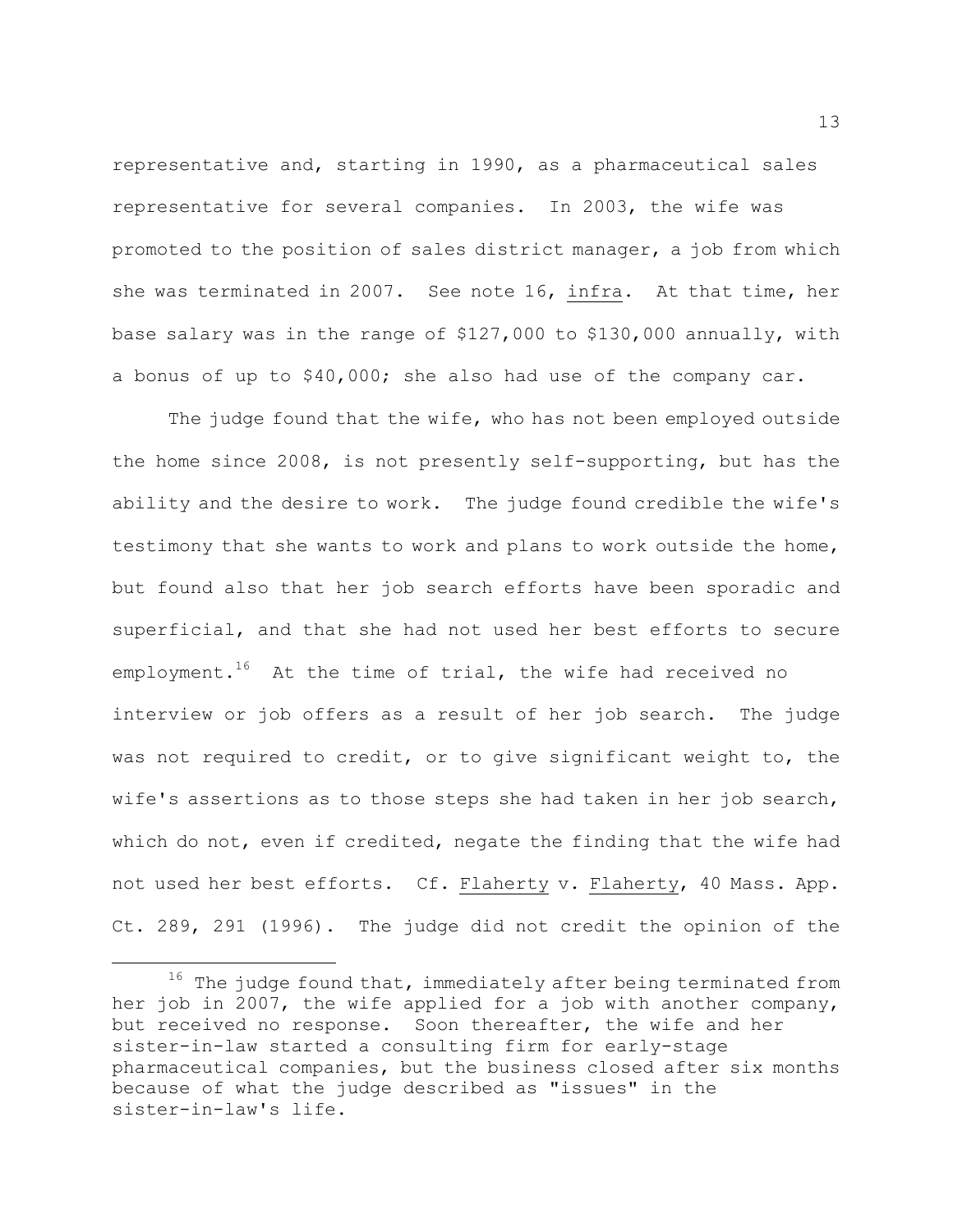representative and, starting in 1990, as a pharmaceutical sales representative for several companies. In 2003, the wife was promoted to the position of sales district manager, a job from which she was terminated in 2007. See note 16, _infra_. At that time, her base salary was in the range of $127,000 to $130,000 annually, with a bonus of up to $40,000; she also had use of the company car.

The judge found that the wife, who has not been employed outside the home since 2008, is not presently self-supporting, but has the ability and the desire to work. The judge found credible the wife's testimony that she wants to work and plans to work outside the home, but found also that her job search efforts have been sporadic and superficial, and that she had not used her best efforts to secure employment.[16] At the time of trial, the wife had received no interview or job offers as a result of her job search. The judge was not required to credit, or to give significant weight to, the wife's assertions as to those steps she had taken in her job search, which do not, even if credited, negate the finding that the wife had not used her best efforts. Cf. _Flaherty_ v. _Flaherty_, 40 Mass. App. Ct. 289, 291 (1996). The judge did not credit the opinion of the

---

[16] The judge found that, immediately after being terminated from her job in 2007, the wife applied for a job with another company, but received no response. Soon thereafter, the wife and her sister-in-law started a consulting firm for early-stage pharmaceutical companies, but the business closed after six months because of what the judge described as "issues" in the sister-in-law's life.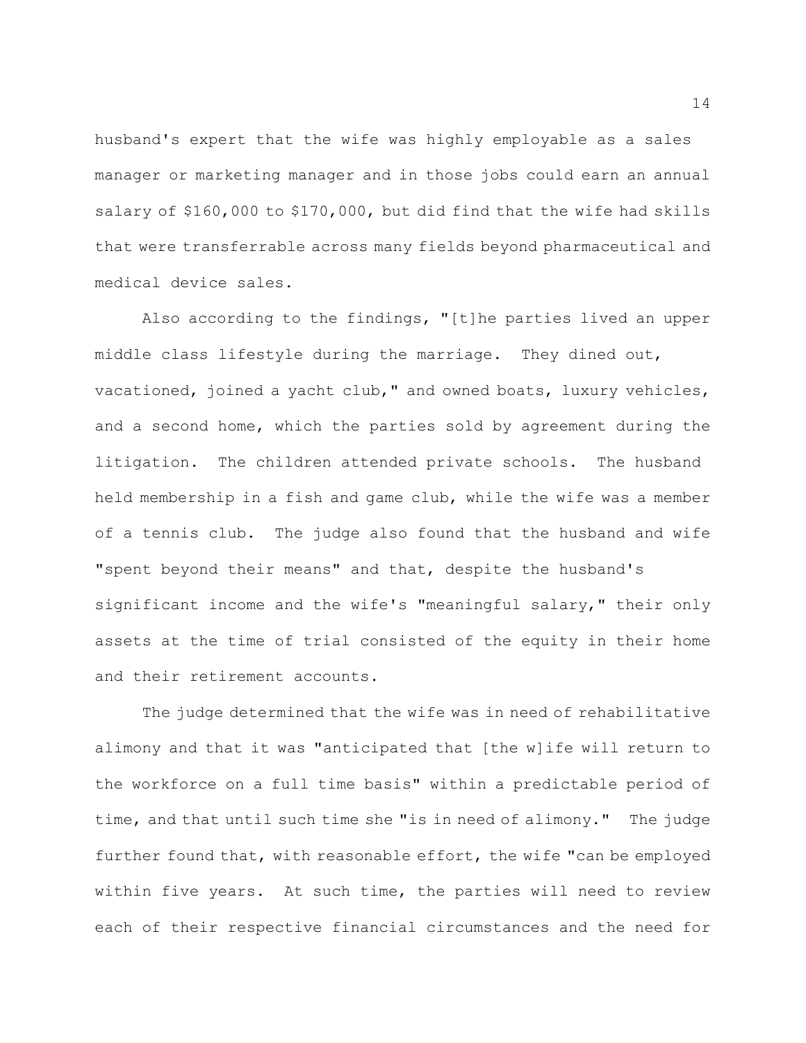husband's expert that the wife was highly employable as a sales manager or marketing manager and in those jobs could earn an annual salary of $160,000 to $170,000, but did find that the wife had skills that were transferrable across many fields beyond pharmaceutical and medical device sales.

Also according to the findings, "[t]he parties lived an upper middle class lifestyle during the marriage. They dined out, vacationed, joined a yacht club," and owned boats, luxury vehicles, and a second home, which the parties sold by agreement during the litigation. The children attended private schools. The husband held membership in a fish and game club, while the wife was a member of a tennis club. The judge also found that the husband and wife "spent beyond their means" and that, despite the husband's significant income and the wife's "meaningful salary," their only assets at the time of trial consisted of the equity in their home and their retirement accounts.

The judge determined that the wife was in need of rehabilitative alimony and that it was "anticipated that [the w]ife will return to the workforce on a full time basis" within a predictable period of time, and that until such time she "is in need of alimony." The judge further found that, with reasonable effort, the wife "can be employed within five years. At such time, the parties will need to review each of their respective financial circumstances and the need for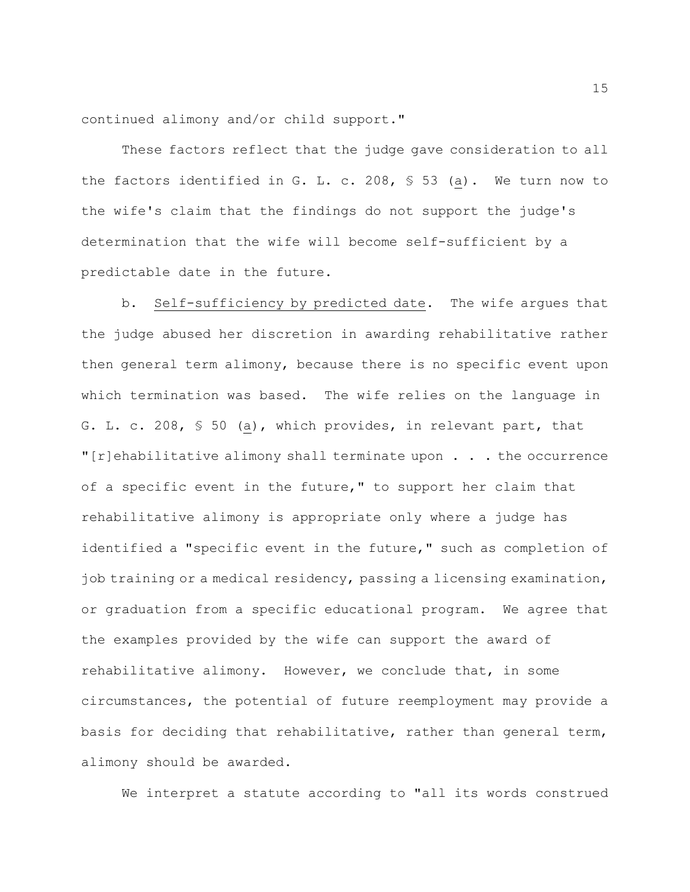continued alimony and/or child support."

These factors reflect that the judge gave consideration to all the factors identified in G. L. c. 208, § 53 (a). We turn now to the wife's claim that the findings do not support the judge's determination that the wife will become self-sufficient by a predictable date in the future.

b. Self-sufficiency by predicted date. The wife argues that the judge abused her discretion in awarding rehabilitative rather then general term alimony, because there is no specific event upon which termination was based. The wife relies on the language in G. L. c. 208, § 50 (a), which provides, in relevant part, that "[r]ehabilitative alimony shall terminate upon . . . the occurrence of a specific event in the future," to support her claim that rehabilitative alimony is appropriate only where a judge has identified a "specific event in the future," such as completion of job training or a medical residency, passing a licensing examination, or graduation from a specific educational program. We agree that the examples provided by the wife can support the award of rehabilitative alimony. However, we conclude that, in some circumstances, the potential of future reemployment may provide a basis for deciding that rehabilitative, rather than general term, alimony should be awarded.

We interpret a statute according to "all its words construed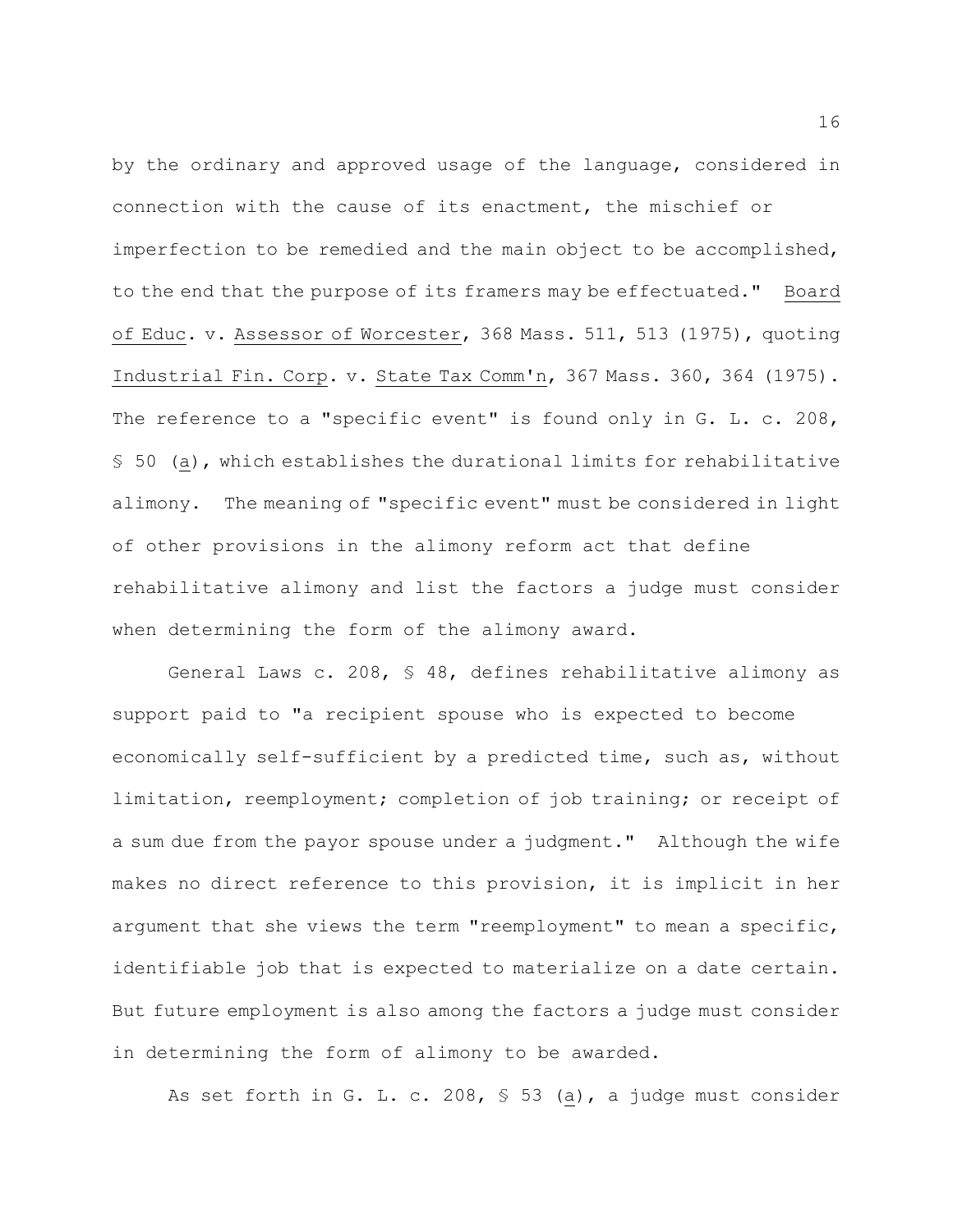by the ordinary and approved usage of the language, considered in connection with the cause of its enactment, the mischief or imperfection to be remedied and the main object to be accomplished, to the end that the purpose of its framers may be effectuated." Board of Educ. v. Assessor of Worcester, 368 Mass. 511, 513 (1975), quoting Industrial Fin. Corp. v. State Tax Comm'n, 367 Mass. 360, 364 (1975). The reference to a "specific event" is found only in G. L. c. 208, § 50 (a), which establishes the durational limits for rehabilitative alimony. The meaning of "specific event" must be considered in light of other provisions in the alimony reform act that define rehabilitative alimony and list the factors a judge must consider when determining the form of the alimony award.

General Laws c. 208, § 48, defines rehabilitative alimony as support paid to "a recipient spouse who is expected to become economically self-sufficient by a predicted time, such as, without limitation, reemployment; completion of job training; or receipt of a sum due from the payor spouse under a judgment." Although the wife makes no direct reference to this provision, it is implicit in her argument that she views the term "reemployment" to mean a specific, identifiable job that is expected to materialize on a date certain. But future employment is also among the factors a judge must consider in determining the form of alimony to be awarded.

As set forth in G. L. c. 208, § 53 (a), a judge must consider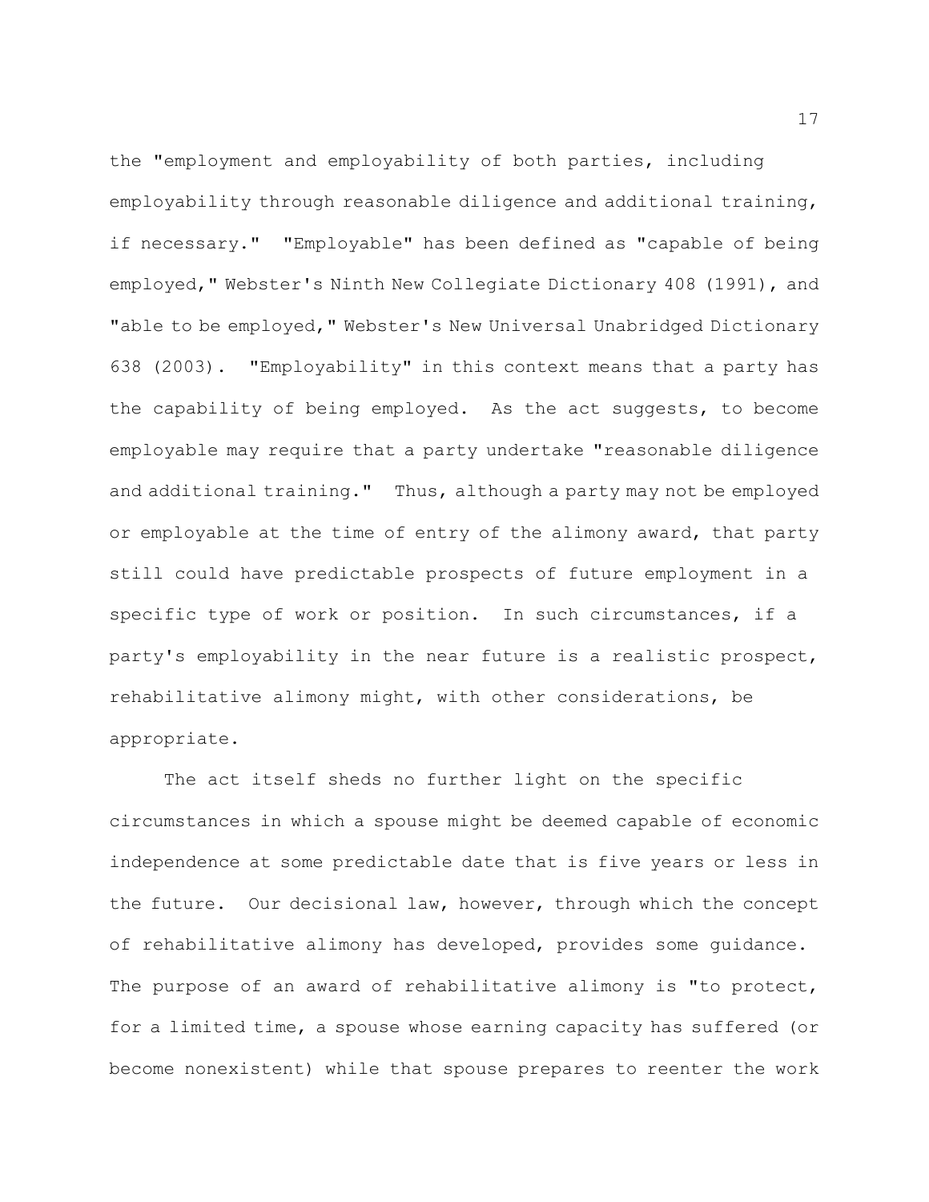the "employment and employability of both parties, including employability through reasonable diligence and additional training, if necessary." "Employable" has been defined as "capable of being employed," Webster's Ninth New Collegiate Dictionary 408 (1991), and "able to be employed," Webster's New Universal Unabridged Dictionary 638 (2003). "Employability" in this context means that a party has the capability of being employed. As the act suggests, to become employable may require that a party undertake "reasonable diligence and additional training." Thus, although a party may not be employed or employable at the time of entry of the alimony award, that party still could have predictable prospects of future employment in a specific type of work or position. In such circumstances, if a party's employability in the near future is a realistic prospect, rehabilitative alimony might, with other considerations, be appropriate.

The act itself sheds no further light on the specific circumstances in which a spouse might be deemed capable of economic independence at some predictable date that is five years or less in the future. Our decisional law, however, through which the concept of rehabilitative alimony has developed, provides some guidance. The purpose of an award of rehabilitative alimony is "to protect, for a limited time, a spouse whose earning capacity has suffered (or become nonexistent) while that spouse prepares to reenter the work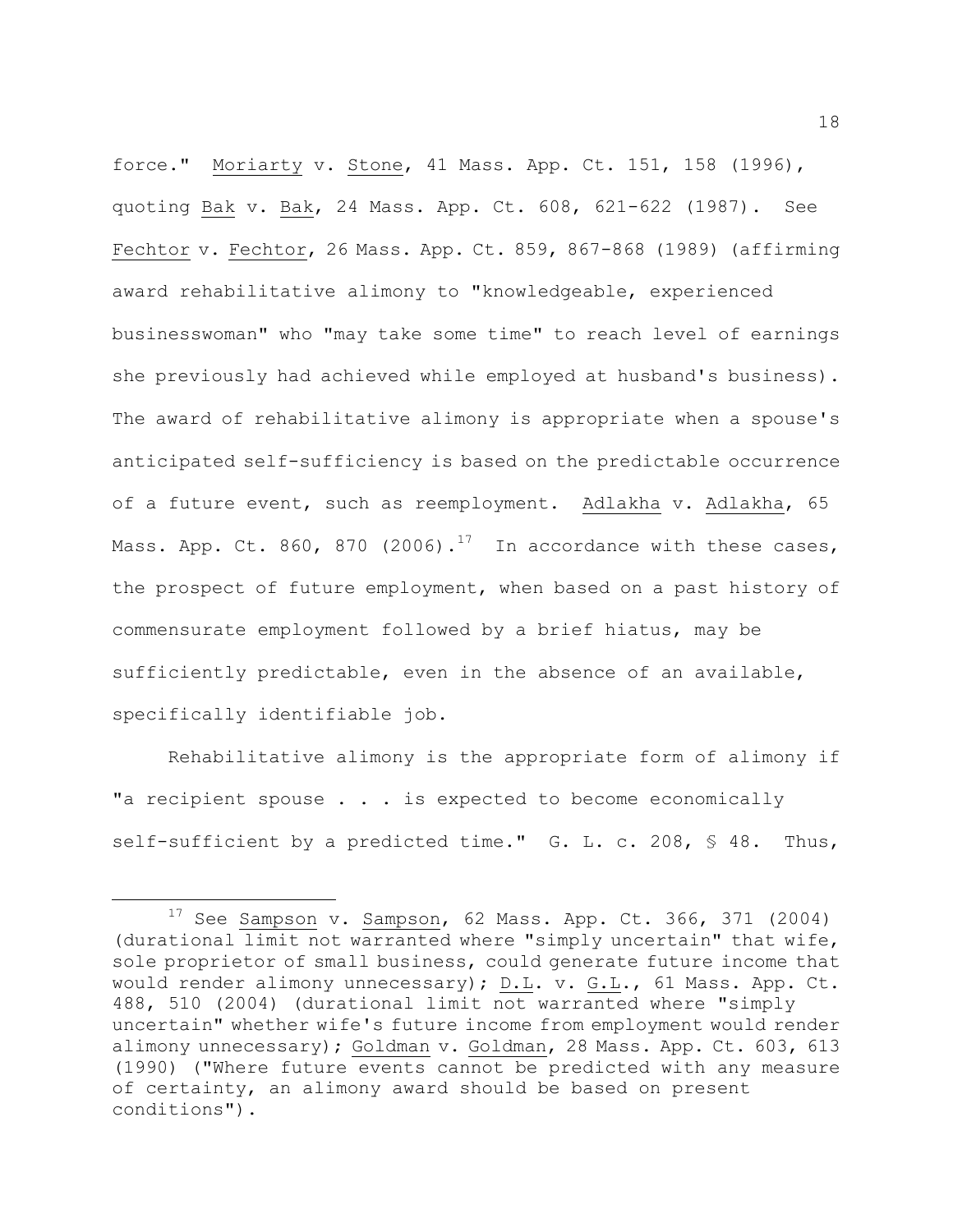force." Moriarty v. Stone, 41 Mass. App. Ct. 151, 158 (1996), quoting Bak v. Bak, 24 Mass. App. Ct. 608, 621-622 (1987). See Fechtor v. Fechtor, 26 Mass. App. Ct. 859, 867-868 (1989) (affirming award rehabilitative alimony to "knowledgeable, experienced businesswoman" who "may take some time" to reach level of earnings she previously had achieved while employed at husband's business). The award of rehabilitative alimony is appropriate when a spouse's anticipated self-sufficiency is based on the predictable occurrence of a future event, such as reemployment. Adlakha v. Adlakha, 65 Mass. App. Ct. 860, 870 (2006).[17] In accordance with these cases, the prospect of future employment, when based on a past history of commensurate employment followed by a brief hiatus, may be sufficiently predictable, even in the absence of an available, specifically identifiable job.

Rehabilitative alimony is the appropriate form of alimony if "a recipient spouse . . . is expected to become economically self-sufficient by a predicted time." G. L. c. 208, § 48. Thus,

---

[17] See Sampson v. Sampson, 62 Mass. App. Ct. 366, 371 (2004) (durational limit not warranted where "simply uncertain" that wife, sole proprietor of small business, could generate future income that would render alimony unnecessary); D.L. v. G.L., 61 Mass. App. Ct. 488, 510 (2004) (durational limit not warranted where "simply uncertain" whether wife's future income from employment would render alimony unnecessary); Goldman v. Goldman, 28 Mass. App. Ct. 603, 613 (1990) ("Where future events cannot be predicted with any measure of certainty, an alimony award should be based on present conditions").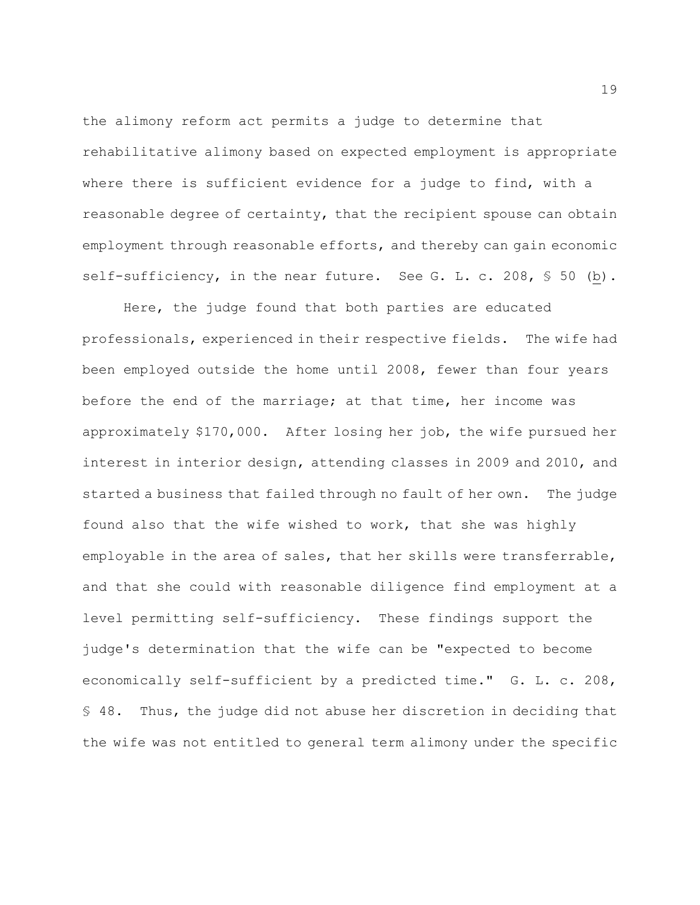the alimony reform act permits a judge to determine that rehabilitative alimony based on expected employment is appropriate where there is sufficient evidence for a judge to find, with a reasonable degree of certainty, that the recipient spouse can obtain employment through reasonable efforts, and thereby can gain economic self-sufficiency, in the near future. See G. L. c. 208, § 50 (b).

Here, the judge found that both parties are educated professionals, experienced in their respective fields. The wife had been employed outside the home until 2008, fewer than four years before the end of the marriage; at that time, her income was approximately $170,000. After losing her job, the wife pursued her interest in interior design, attending classes in 2009 and 2010, and started a business that failed through no fault of her own. The judge found also that the wife wished to work, that she was highly employable in the area of sales, that her skills were transferrable, and that she could with reasonable diligence find employment at a level permitting self-sufficiency. These findings support the judge's determination that the wife can be "expected to become economically self-sufficient by a predicted time." G. L. c. 208, § 48. Thus, the judge did not abuse her discretion in deciding that the wife was not entitled to general term alimony under the specific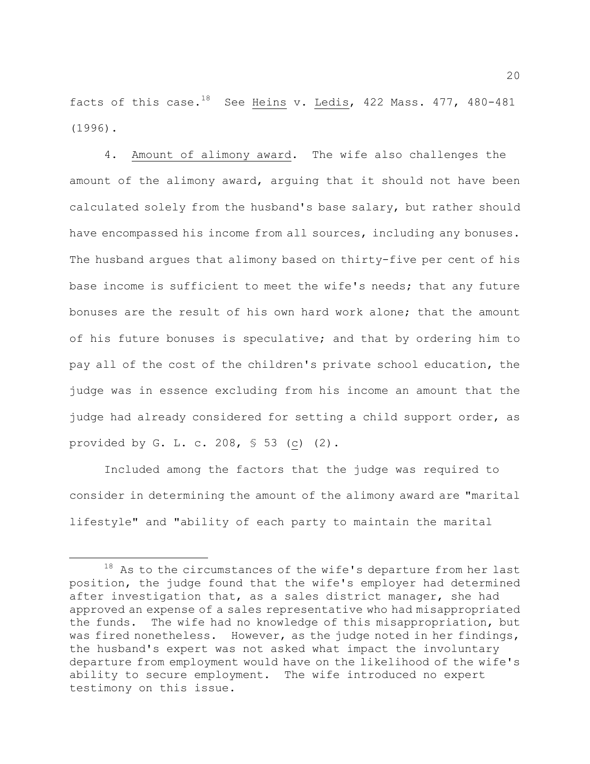facts of this case.[18] See Heins v. Ledis, 422 Mass. 477, 480-481 (1996).

4. Amount of alimony award. The wife also challenges the amount of the alimony award, arguing that it should not have been calculated solely from the husband's base salary, but rather should have encompassed his income from all sources, including any bonuses. The husband argues that alimony based on thirty-five per cent of his base income is sufficient to meet the wife's needs; that any future bonuses are the result of his own hard work alone; that the amount of his future bonuses is speculative; and that by ordering him to pay all of the cost of the children's private school education, the judge was in essence excluding from his income an amount that the judge had already considered for setting a child support order, as provided by G. L. c. 208, § 53 (c) (2).

Included among the factors that the judge was required to consider in determining the amount of the alimony award are "marital lifestyle" and "ability of each party to maintain the marital

---

[18] As to the circumstances of the wife's departure from her last position, the judge found that the wife's employer had determined after investigation that, as a sales district manager, she had approved an expense of a sales representative who had misappropriated the funds. The wife had no knowledge of this misappropriation, but was fired nonetheless. However, as the judge noted in her findings, the husband's expert was not asked what impact the involuntary departure from employment would have on the likelihood of the wife's ability to secure employment. The wife introduced no expert testimony on this issue.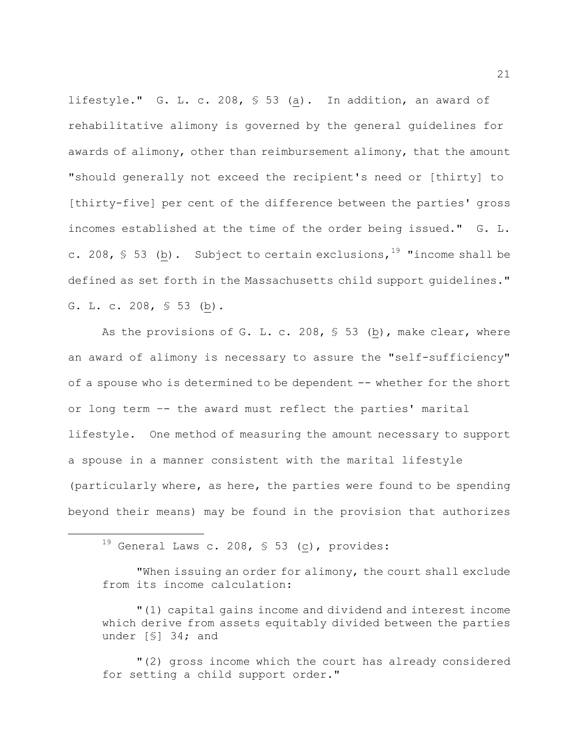lifestyle." G. L. c. 208, § 53 (a). In addition, an award of rehabilitative alimony is governed by the general guidelines for awards of alimony, other than reimbursement alimony, that the amount "should generally not exceed the recipient's need or [thirty] to [thirty-five] per cent of the difference between the parties' gross incomes established at the time of the order being issued." G. L. c. 208, § 53 (b). Subject to certain exclusions,[19] "income shall be defined as set forth in the Massachusetts child support guidelines." G. L. c. 208, § 53 (b).

As the provisions of G. L. c. 208, § 53 (b), make clear, where an award of alimony is necessary to assure the "self-sufficiency" of a spouse who is determined to be dependent -- whether for the short or long term -- the award must reflect the parties' marital lifestyle. One method of measuring the amount necessary to support a spouse in a manner consistent with the marital lifestyle (particularly where, as here, the parties were found to be spending beyond their means) may be found in the provision that authorizes

---

[19] General Laws c. 208, § 53 (c), provides:

"When issuing an order for alimony, the court shall exclude from its income calculation:

"(1) capital gains income and dividend and interest income which derive from assets equitably divided between the parties under [§] 34; and

"(2) gross income which the court has already considered for setting a child support order."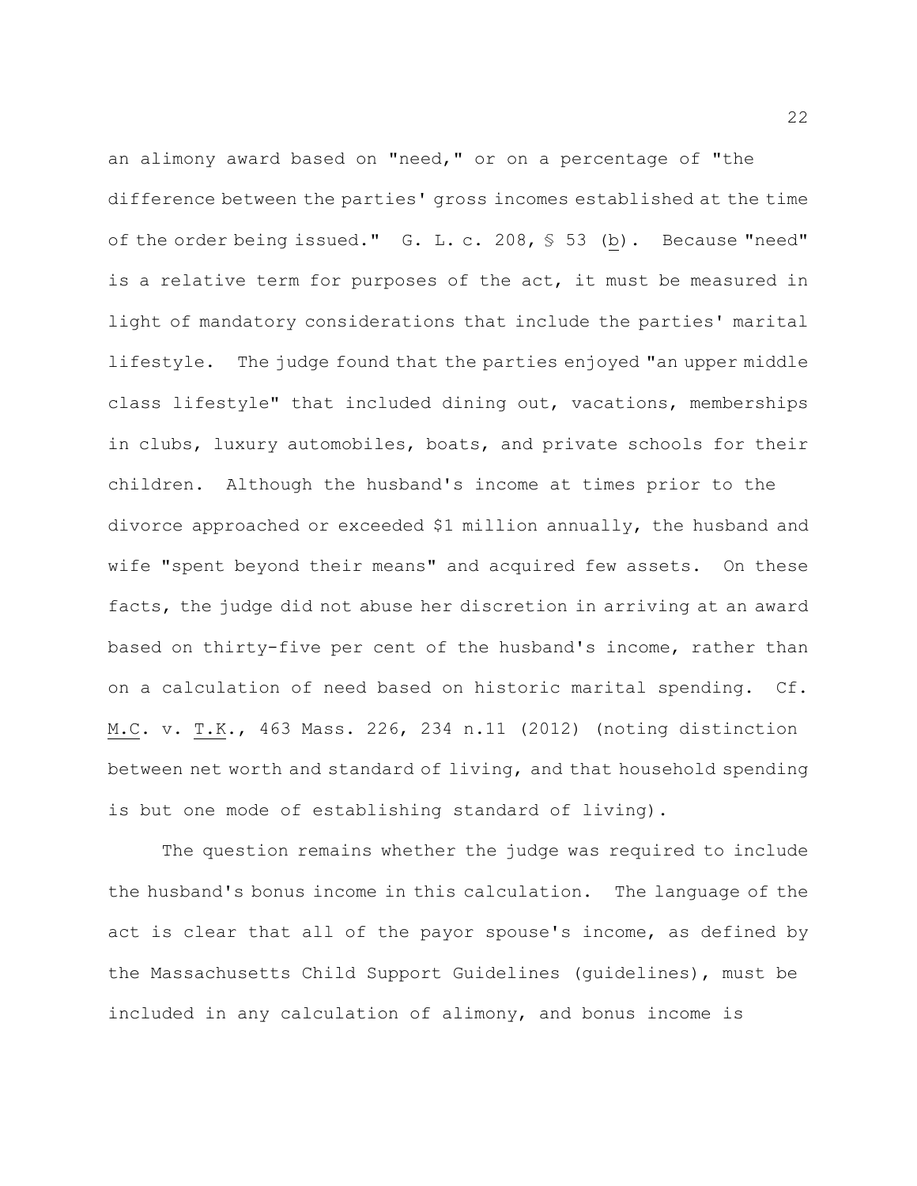an alimony award based on "need," or on a percentage of "the difference between the parties' gross incomes established at the time of the order being issued." G. L. c. 208, § 53 (b). Because "need" is a relative term for purposes of the act, it must be measured in light of mandatory considerations that include the parties' marital lifestyle. The judge found that the parties enjoyed "an upper middle class lifestyle" that included dining out, vacations, memberships in clubs, luxury automobiles, boats, and private schools for their children. Although the husband's income at times prior to the divorce approached or exceeded $1 million annually, the husband and wife "spent beyond their means" and acquired few assets. On these facts, the judge did not abuse her discretion in arriving at an award based on thirty-five per cent of the husband's income, rather than on a calculation of need based on historic marital spending. Cf. M.C. v. T.K., 463 Mass. 226, 234 n.11 (2012) (noting distinction between net worth and standard of living, and that household spending is but one mode of establishing standard of living).

The question remains whether the judge was required to include the husband's bonus income in this calculation. The language of the act is clear that all of the payor spouse's income, as defined by the Massachusetts Child Support Guidelines (guidelines), must be included in any calculation of alimony, and bonus income is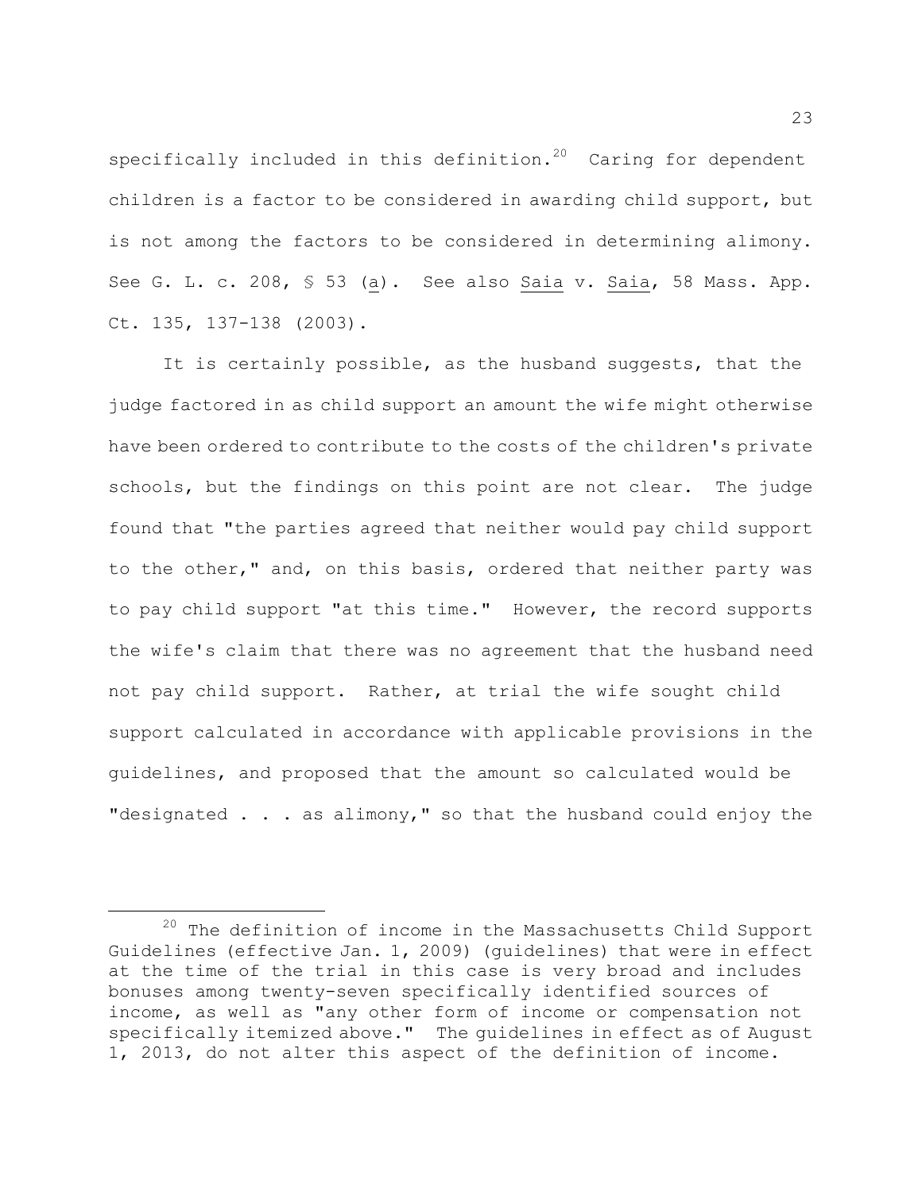specifically included in this definition.[20] Caring for dependent children is a factor to be considered in awarding child support, but is not among the factors to be considered in determining alimony. See G. L. c. 208, § 53 (a). See also Saia v. Saia, 58 Mass. App. Ct. 135, 137-138 (2003).

It is certainly possible, as the husband suggests, that the judge factored in as child support an amount the wife might otherwise have been ordered to contribute to the costs of the children's private schools, but the findings on this point are not clear. The judge found that "the parties agreed that neither would pay child support to the other," and, on this basis, ordered that neither party was to pay child support "at this time." However, the record supports the wife's claim that there was no agreement that the husband need not pay child support. Rather, at trial the wife sought child support calculated in accordance with applicable provisions in the guidelines, and proposed that the amount so calculated would be "designated . . . as alimony," so that the husband could enjoy the

---

[20] The definition of income in the Massachusetts Child Support Guidelines (effective Jan. 1, 2009) (guidelines) that were in effect at the time of the trial in this case is very broad and includes bonuses among twenty-seven specifically identified sources of income, as well as "any other form of income or compensation not specifically itemized above." The guidelines in effect as of August 1, 2013, do not alter this aspect of the definition of income.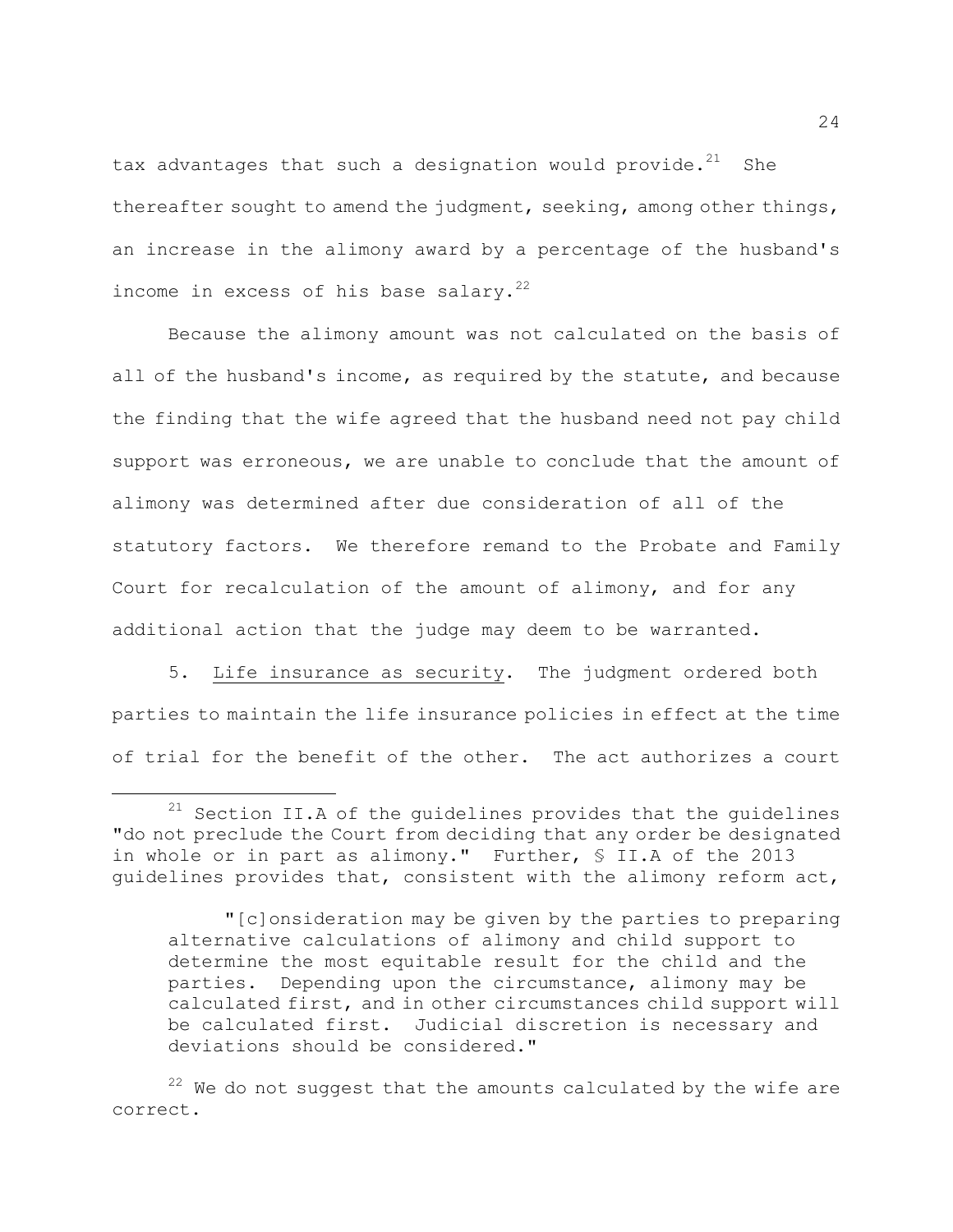tax advantages that such a designation would provide.[21] She thereafter sought to amend the judgment, seeking, among other things, an increase in the alimony award by a percentage of the husband's income in excess of his base salary.[22]

Because the alimony amount was not calculated on the basis of all of the husband's income, as required by the statute, and because the finding that the wife agreed that the husband need not pay child support was erroneous, we are unable to conclude that the amount of alimony was determined after due consideration of all of the statutory factors. We therefore remand to the Probate and Family Court for recalculation of the amount of alimony, and for any additional action that the judge may deem to be warranted.

5. Life insurance as security. The judgment ordered both parties to maintain the life insurance policies in effect at the time of trial for the benefit of the other. The act authorizes a court

---

[21] Section II.A of the guidelines provides that the guidelines "do not preclude the Court from deciding that any order be designated in whole or in part as alimony." Further, § II.A of the 2013 guidelines provides that, consistent with the alimony reform act,

> "[c]onsideration may be given by the parties to preparing alternative calculations of alimony and child support to determine the most equitable result for the child and the parties. Depending upon the circumstance, alimony may be calculated first, and in other circumstances child support will be calculated first. Judicial discretion is necessary and deviations should be considered."

[22] We do not suggest that the amounts calculated by the wife are correct.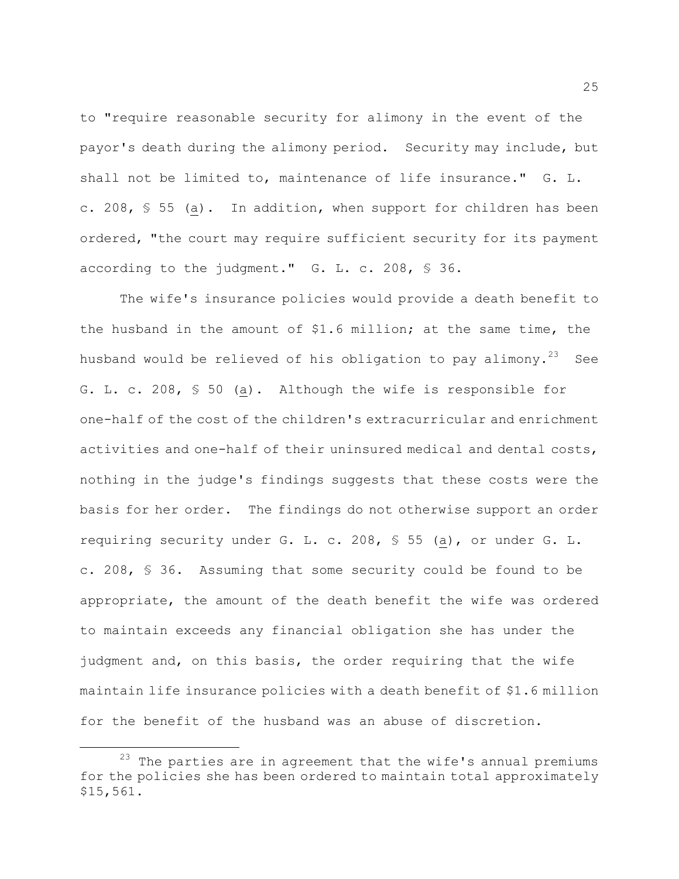to "require reasonable security for alimony in the event of the payor's death during the alimony period. Security may include, but shall not be limited to, maintenance of life insurance." G. L. c. 208, § 55 (a). In addition, when support for children has been ordered, "the court may require sufficient security for its payment according to the judgment." G. L. c. 208, § 36.

The wife's insurance policies would provide a death benefit to the husband in the amount of $1.6 million; at the same time, the husband would be relieved of his obligation to pay alimony.[23] See G. L. c. 208, § 50 (a). Although the wife is responsible for one-half of the cost of the children's extracurricular and enrichment activities and one-half of their uninsured medical and dental costs, nothing in the judge's findings suggests that these costs were the basis for her order. The findings do not otherwise support an order requiring security under G. L. c. 208, § 55 (a), or under G. L. c. 208, § 36. Assuming that some security could be found to be appropriate, the amount of the death benefit the wife was ordered to maintain exceeds any financial obligation she has under the judgment and, on this basis, the order requiring that the wife maintain life insurance policies with a death benefit of $1.6 million for the benefit of the husband was an abuse of discretion.

---

[23] The parties are in agreement that the wife's annual premiums for the policies she has been ordered to maintain total approximately $15,561.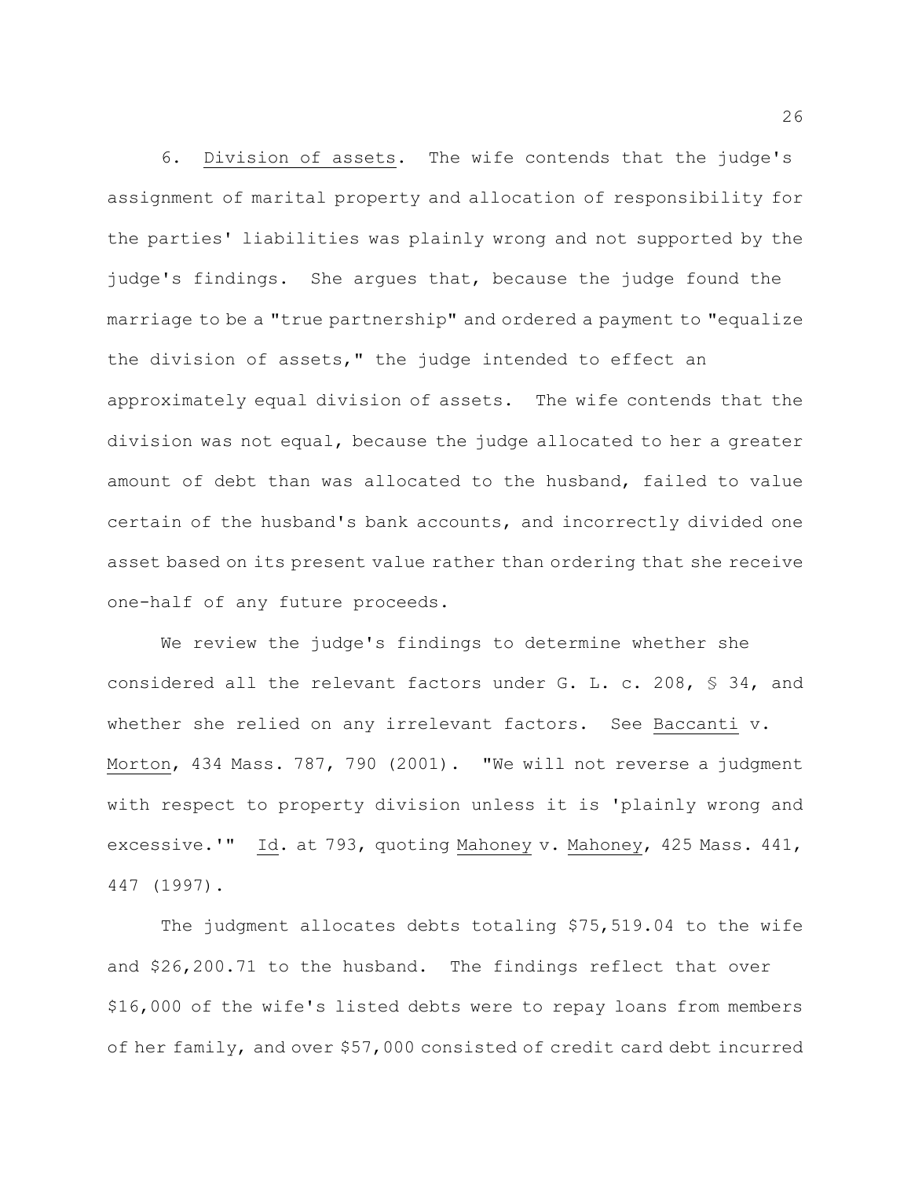6. Division of assets. The wife contends that the judge's assignment of marital property and allocation of responsibility for the parties' liabilities was plainly wrong and not supported by the judge's findings. She argues that, because the judge found the marriage to be a "true partnership" and ordered a payment to "equalize the division of assets," the judge intended to effect an approximately equal division of assets. The wife contends that the division was not equal, because the judge allocated to her a greater amount of debt than was allocated to the husband, failed to value certain of the husband's bank accounts, and incorrectly divided one asset based on its present value rather than ordering that she receive one-half of any future proceeds.

We review the judge's findings to determine whether she considered all the relevant factors under G. L. c. 208, § 34, and whether she relied on any irrelevant factors. See Baccanti v. Morton, 434 Mass. 787, 790 (2001). "We will not reverse a judgment with respect to property division unless it is 'plainly wrong and excessive.'" Id. at 793, quoting Mahoney v. Mahoney, 425 Mass. 441, 447 (1997).

The judgment allocates debts totaling $75,519.04 to the wife and $26,200.71 to the husband. The findings reflect that over $16,000 of the wife's listed debts were to repay loans from members of her family, and over $57,000 consisted of credit card debt incurred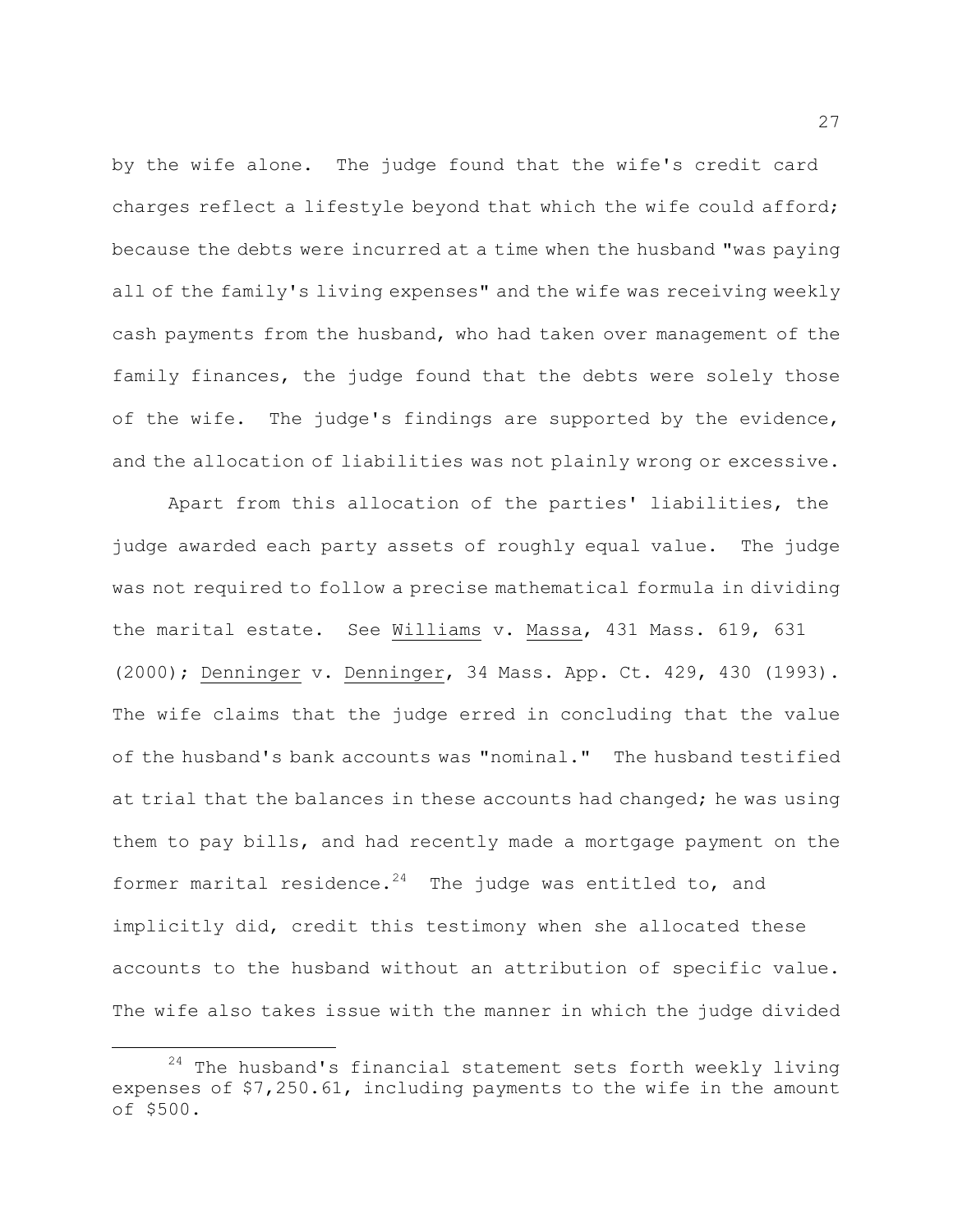by the wife alone. The judge found that the wife's credit card charges reflect a lifestyle beyond that which the wife could afford; because the debts were incurred at a time when the husband "was paying all of the family's living expenses" and the wife was receiving weekly cash payments from the husband, who had taken over management of the family finances, the judge found that the debts were solely those of the wife. The judge's findings are supported by the evidence, and the allocation of liabilities was not plainly wrong or excessive.

Apart from this allocation of the parties' liabilities, the judge awarded each party assets of roughly equal value. The judge was not required to follow a precise mathematical formula in dividing the marital estate. See Williams v. Massa, 431 Mass. 619, 631 (2000); Denninger v. Denninger, 34 Mass. App. Ct. 429, 430 (1993). The wife claims that the judge erred in concluding that the value of the husband's bank accounts was "nominal." The husband testified at trial that the balances in these accounts had changed; he was using them to pay bills, and had recently made a mortgage payment on the former marital residence.[24] The judge was entitled to, and implicitly did, credit this testimony when she allocated these accounts to the husband without an attribution of specific value. The wife also takes issue with the manner in which the judge divided

---

[24] The husband's financial statement sets forth weekly living expenses of $7,250.61, including payments to the wife in the amount of $500.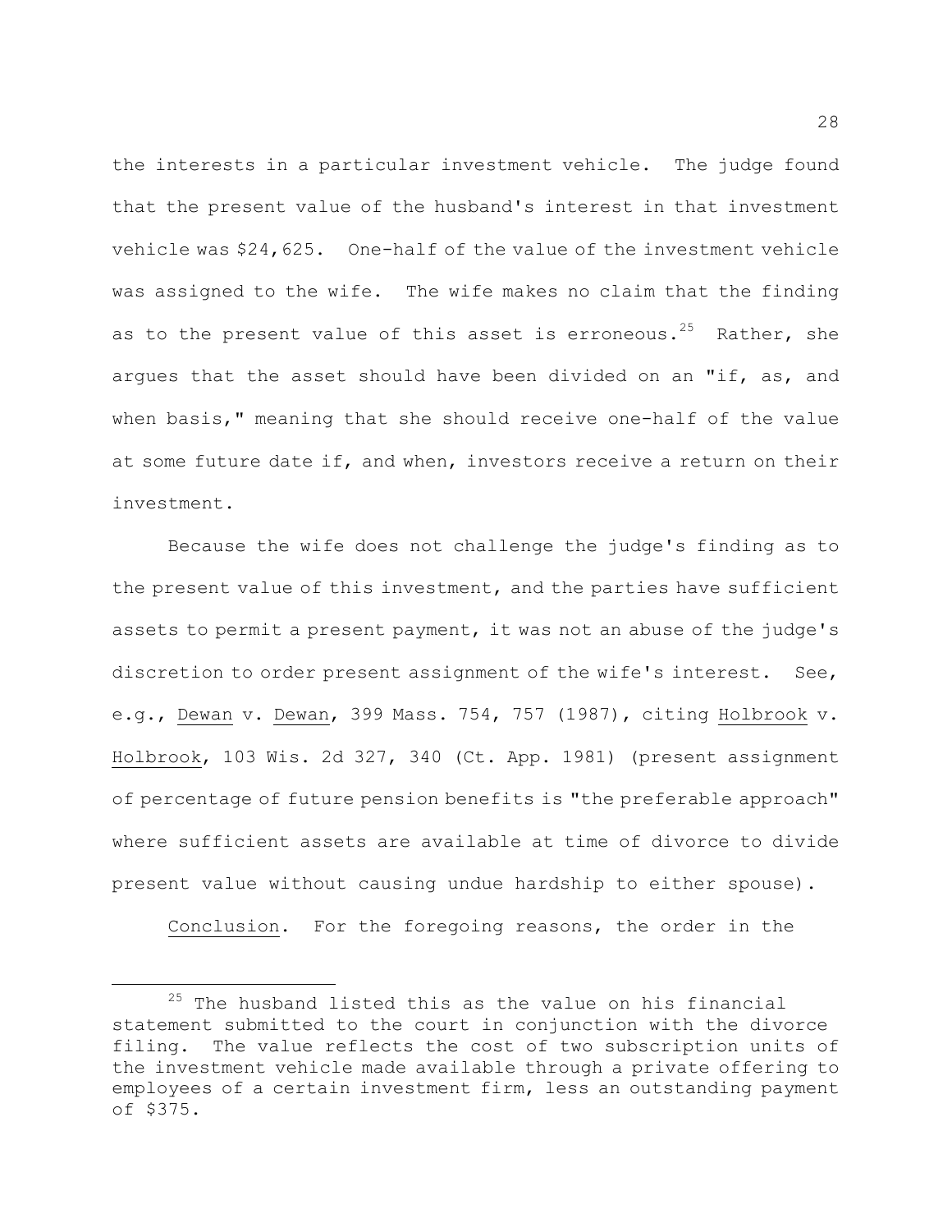the interests in a particular investment vehicle. The judge found that the present value of the husband's interest in that investment vehicle was $24,625. One-half of the value of the investment vehicle was assigned to the wife. The wife makes no claim that the finding as to the present value of this asset is erroneous.[25] Rather, she argues that the asset should have been divided on an "if, as, and when basis," meaning that she should receive one-half of the value at some future date if, and when, investors receive a return on their investment.

Because the wife does not challenge the judge's finding as to the present value of this investment, and the parties have sufficient assets to permit a present payment, it was not an abuse of the judge's discretion to order present assignment of the wife's interest. See, e.g., Dewan v. Dewan, 399 Mass. 754, 757 (1987), citing Holbrook v. Holbrook, 103 Wis. 2d 327, 340 (Ct. App. 1981) (present assignment of percentage of future pension benefits is "the preferable approach" where sufficient assets are available at time of divorce to divide present value without causing undue hardship to either spouse).

Conclusion. For the foregoing reasons, the order in the

---

[25] The husband listed this as the value on his financial statement submitted to the court in conjunction with the divorce filing. The value reflects the cost of two subscription units of the investment vehicle made available through a private offering to employees of a certain investment firm, less an outstanding payment of $375.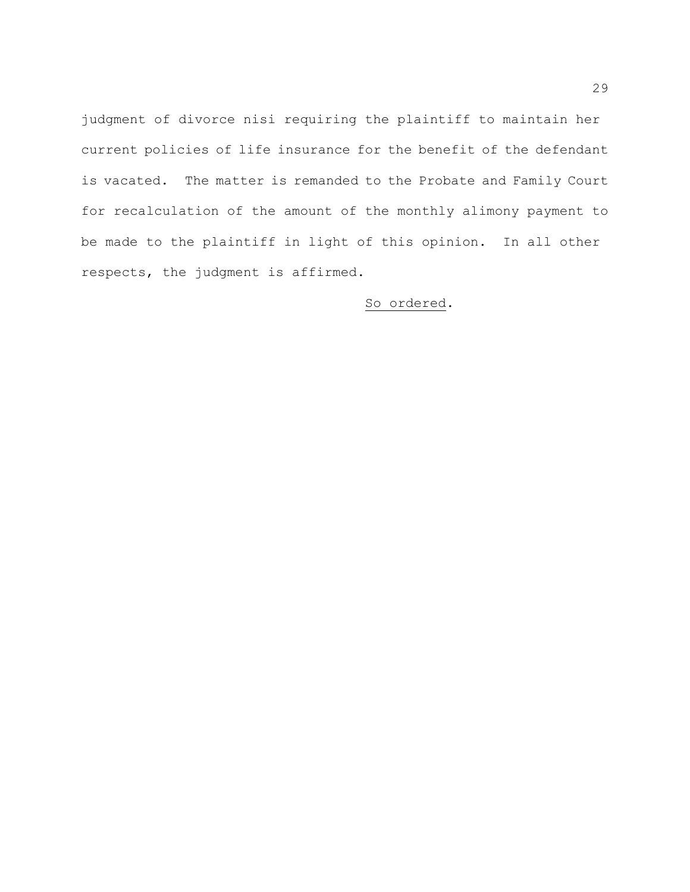judgment of divorce nisi requiring the plaintiff to maintain her current policies of life insurance for the benefit of the defendant is vacated. The matter is remanded to the Probate and Family Court for recalculation of the amount of the monthly alimony payment to be made to the plaintiff in light of this opinion. In all other respects, the judgment is affirmed.

So ordered.